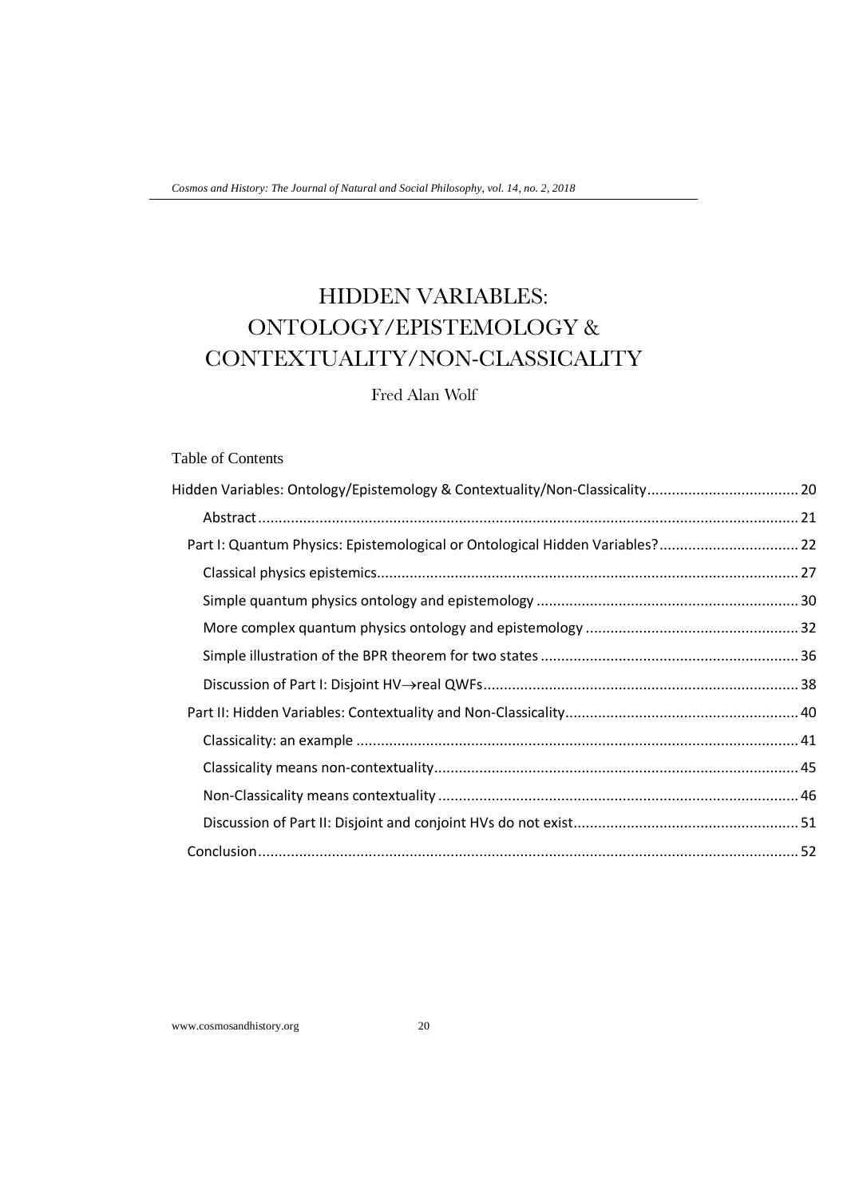# HIDDEN VARIABLES: ONTOLOGY/EPISTEMOLOGY & CONTEXTUALITY/NON-CLASSICALITY

Fred Alan Wolf

Table of Contents

Hidden Variables: Ontology/Epistemology & Contextuality/Non-Classicality .................................... 20

- Abstract .................................................................................................................................. 21
- Part I: Quantum Physics: Epistemological or Ontological Hidden Variables? .................................. 22
  - Classical physics epistemics ..................................................................................................... 27
  - Simple quantum physics ontology and epistemology ............................................................... 30
  - More complex quantum physics ontology and epistemology ................................................... 32
  - Simple illustration of the BPR theorem for two states .............................................................. 36
  - Discussion of Part I: Disjoint HV→real QWFs ............................................................................ 38
- Part II: Hidden Variables: Contextuality and Non-Classicality ......................................................... 40
  - Classicality: an example .......................................................................................................... 41
  - Classicality means non-contextuality ........................................................................................ 45
  - Non-Classicality means contextuality ....................................................................................... 46
  - Discussion of Part II: Disjoint and conjoint HVs do not exist ...................................................... 51
- Conclusion .................................................................................................................................. 52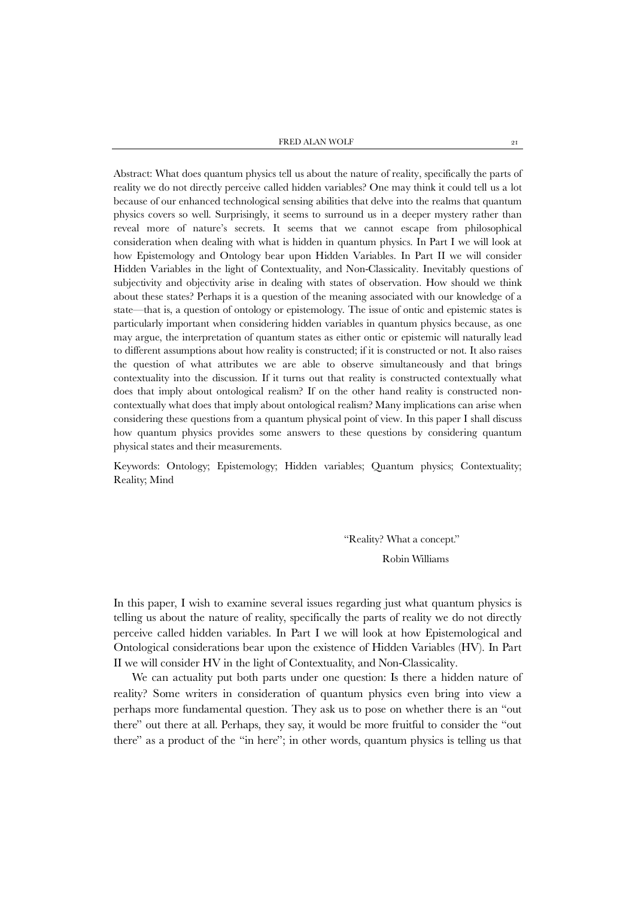Abstract: What does quantum physics tell us about the nature of reality, specifically the parts of reality we do not directly perceive called hidden variables? One may think it could tell us a lot because of our enhanced technological sensing abilities that delve into the realms that quantum physics covers so well. Surprisingly, it seems to surround us in a deeper mystery rather than reveal more of nature's secrets. It seems that we cannot escape from philosophical consideration when dealing with what is hidden in quantum physics. In Part I we will look at how Epistemology and Ontology bear upon Hidden Variables. In Part II we will consider Hidden Variables in the light of Contextuality, and Non-Classicality. Inevitably questions of subjectivity and objectivity arise in dealing with states of observation. How should we think about these states? Perhaps it is a question of the meaning associated with our knowledge of a state—that is, a question of ontology or epistemology. The issue of ontic and epistemic states is particularly important when considering hidden variables in quantum physics because, as one may argue, the interpretation of quantum states as either ontic or epistemic will naturally lead to different assumptions about how reality is constructed; if it is constructed or not. It also raises the question of what attributes we are able to observe simultaneously and that brings contextuality into the discussion. If it turns out that reality is constructed contextually what does that imply about ontological realism? If on the other hand reality is constructed non-contextually what does that imply about ontological realism? Many implications can arise when considering these questions from a quantum physical point of view. In this paper I shall discuss how quantum physics provides some answers to these questions by considering quantum physical states and their measurements.

Keywords: Ontology; Epistemology; Hidden variables; Quantum physics; Contextuality; Reality; Mind

> "Reality? What a concept."
>
> Robin Williams

In this paper, I wish to examine several issues regarding just what quantum physics is telling us about the nature of reality, specifically the parts of reality we do not directly perceive called hidden variables. In Part I we will look at how Epistemological and Ontological considerations bear upon the existence of Hidden Variables (HV). In Part II we will consider HV in the light of Contextuality, and Non-Classicality.

We can actuality put both parts under one question: Is there a hidden nature of reality? Some writers in consideration of quantum physics even bring into view a perhaps more fundamental question. They ask us to pose on whether there is an "out there" out there at all. Perhaps, they say, it would be more fruitful to consider the "out there" as a product of the "in here"; in other words, quantum physics is telling us that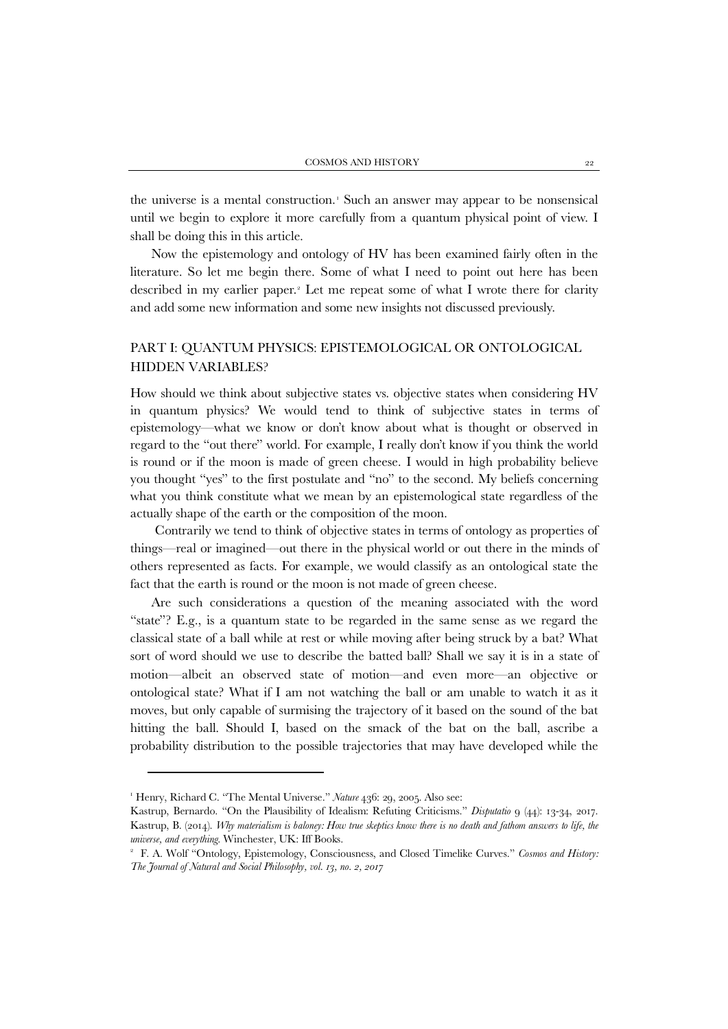the universe is a mental construction.[1] Such an answer may appear to be nonsensical until we begin to explore it more carefully from a quantum physical point of view. I shall be doing this in this article.

Now the epistemology and ontology of HV has been examined fairly often in the literature. So let me begin there. Some of what I need to point out here has been described in my earlier paper.[2] Let me repeat some of what I wrote there for clarity and add some new information and some new insights not discussed previously.

## PART I: QUANTUM PHYSICS: EPISTEMOLOGICAL OR ONTOLOGICAL HIDDEN VARIABLES?

How should we think about subjective states vs. objective states when considering HV in quantum physics? We would tend to think of subjective states in terms of epistemology—what we know or don't know about what is thought or observed in regard to the "out there" world. For example, I really don't know if you think the world is round or if the moon is made of green cheese. I would in high probability believe you thought "yes" to the first postulate and "no" to the second. My beliefs concerning what you think constitute what we mean by an epistemological state regardless of the actually shape of the earth or the composition of the moon.

Contrarily we tend to think of objective states in terms of ontology as properties of things—real or imagined—out there in the physical world or out there in the minds of others represented as facts. For example, we would classify as an ontological state the fact that the earth is round or the moon is not made of green cheese.

Are such considerations a question of the meaning associated with the word "state"? E.g., is a quantum state to be regarded in the same sense as we regard the classical state of a ball while at rest or while moving after being struck by a bat? What sort of word should we use to describe the batted ball? Shall we say it is in a state of motion—albeit an observed state of motion—and even more—an objective or ontological state? What if I am not watching the ball or am unable to watch it as it moves, but only capable of surmising the trajectory of it based on the sound of the bat hitting the ball. Should I, based on the smack of the bat on the ball, ascribe a probability distribution to the possible trajectories that may have developed while the

---

[1] Henry, Richard C. "The Mental Universe." *Nature* 436: 29, 2005. Also see:
Kastrup, Bernardo. "On the Plausibility of Idealism: Refuting Criticisms." *Disputatio* 9 (44): 13-34, 2017.
Kastrup, B. (2014). *Why materialism is baloney: How true skeptics know there is no death and fathom answers to life, the universe, and everything.* Winchester, UK: Iff Books.

[2] F. A. Wolf "Ontology, Epistemology, Consciousness, and Closed Timelike Curves." *Cosmos and History: The Journal of Natural and Social Philosophy, vol. 13, no. 2, 2017*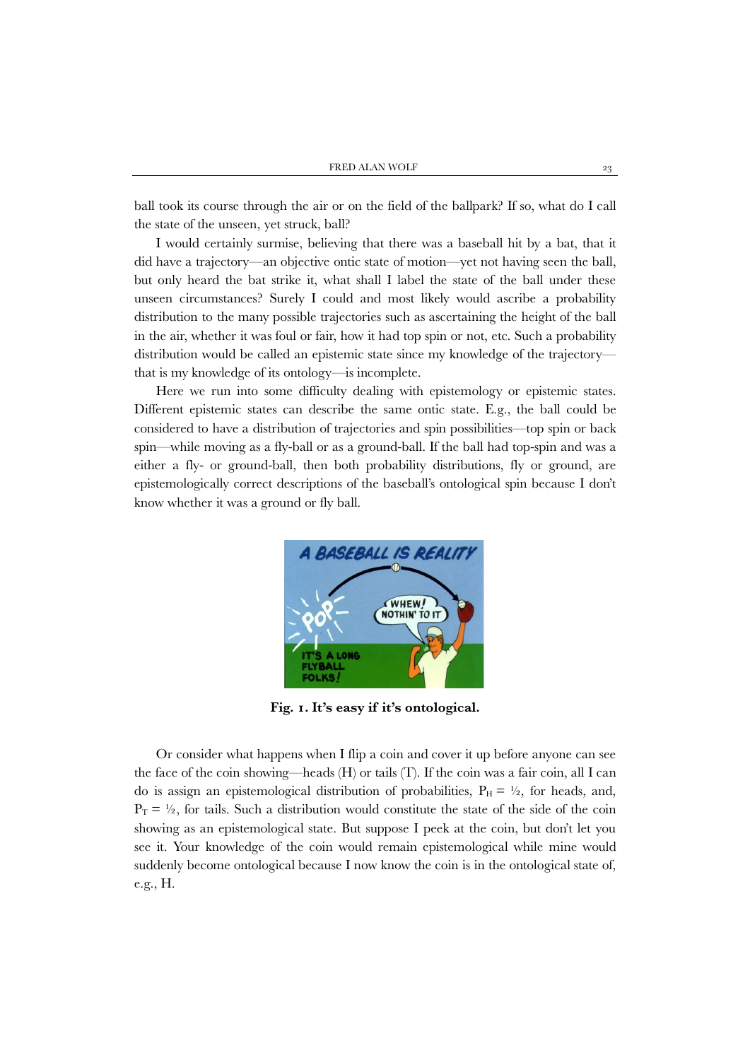ball took its course through the air or on the field of the ballpark? If so, what do I call the state of the unseen, yet struck, ball?

I would certainly surmise, believing that there was a baseball hit by a bat, that it did have a trajectory—an objective ontic state of motion—yet not having seen the ball, but only heard the bat strike it, what shall I label the state of the ball under these unseen circumstances? Surely I could and most likely would ascribe a probability distribution to the many possible trajectories such as ascertaining the height of the ball in the air, whether it was foul or fair, how it had top spin or not, etc. Such a probability distribution would be called an epistemic state since my knowledge of the trajectory—that is my knowledge of its ontology—is incomplete.

Here we run into some difficulty dealing with epistemology or epistemic states. Different epistemic states can describe the same ontic state. E.g., the ball could be considered to have a distribution of trajectories and spin possibilities—top spin or back spin—while moving as a fly-ball or as a ground-ball. If the ball had top-spin and was a either a fly- or ground-ball, then both probability distributions, fly or ground, are epistemologically correct descriptions of the baseball's ontological spin because I don't know whether it was a ground or fly ball.

**Fig. 1. It's easy if it's ontological.**

Or consider what happens when I flip a coin and cover it up before anyone can see the face of the coin showing—heads (H) or tails (T). If the coin was a fair coin, all I can do is assign an epistemological distribution of probabilities, $P_H = ½$, for heads, and, $P_T = ½$, for tails. Such a distribution would constitute the state of the side of the coin showing as an epistemological state. But suppose I peek at the coin, but don't let you see it. Your knowledge of the coin would remain epistemological while mine would suddenly become ontological because I now know the coin is in the ontological state of, e.g., H.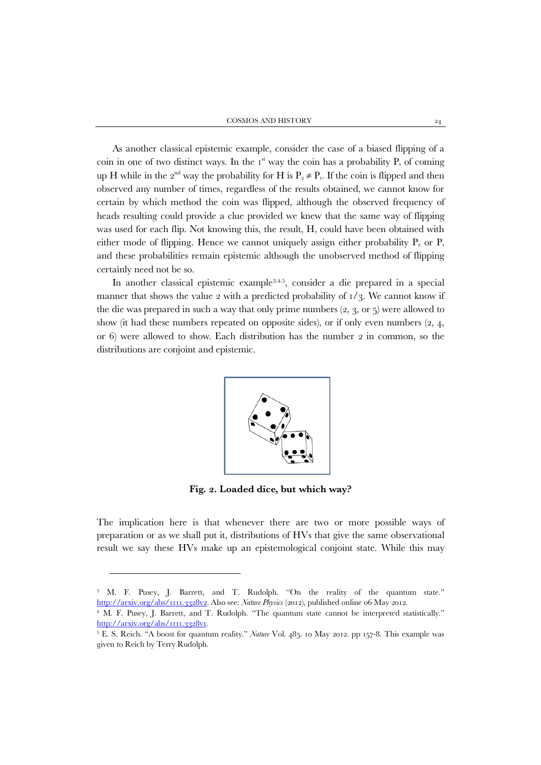As another classical epistemic example, consider the case of a biased flipping of a coin in one of two distinct ways. In the 1st way the coin has a probability $P_1$ of coming up H while in the 2nd way the probability for H is $P_2 \neq P_1$. If the coin is flipped and then observed any number of times, regardless of the results obtained, we cannot know for certain by which method the coin was flipped, although the observed frequency of heads resulting could provide a clue provided we knew that the same way of flipping was used for each flip. Not knowing this, the result, H, could have been obtained with either mode of flipping. Hence we cannot uniquely assign either probability $P_2$ or $P_1$ and these probabilities remain epistemic although the unobserved method of flipping certainly need not be so.

In another classical epistemic example[3,4,5], consider a die prepared in a special manner that shows the value 2 with a predicted probability of 1/3. We cannot know if the die was prepared in such a way that only prime numbers (2, 3, or 5) were allowed to show (it had these numbers repeated on opposite sides), or if only even numbers (2, 4, or 6) were allowed to show. Each distribution has the number 2 in common, so the distributions are conjoint and epistemic.

**Fig. 2. Loaded dice, but which way?**

The implication here is that whenever there are two or more possible ways of preparation or as we shall put it, distributions of HVs that give the same observational result we say these HVs make up an epistemological conjoint state. While this may

---

[3] M. F. Pusey, J. Barrett, and T. Rudolph. "On the reality of the quantum state." http://arxiv.org/abs/1111.3328v2. Also see: *Nature Physics* (2012), published online 06 May 2012.

[4] M. F. Pusey, J. Barrett, and T. Rudolph. "The quantum state cannot be interpreted statistically." http://arxiv.org/abs/1111.3328v1.

[5] E. S. Reich. "A boost for quantum reality." *Nature* Vol. 485. 10 May 2012. pp 157-8. This example was given to Reich by Terry Rudolph.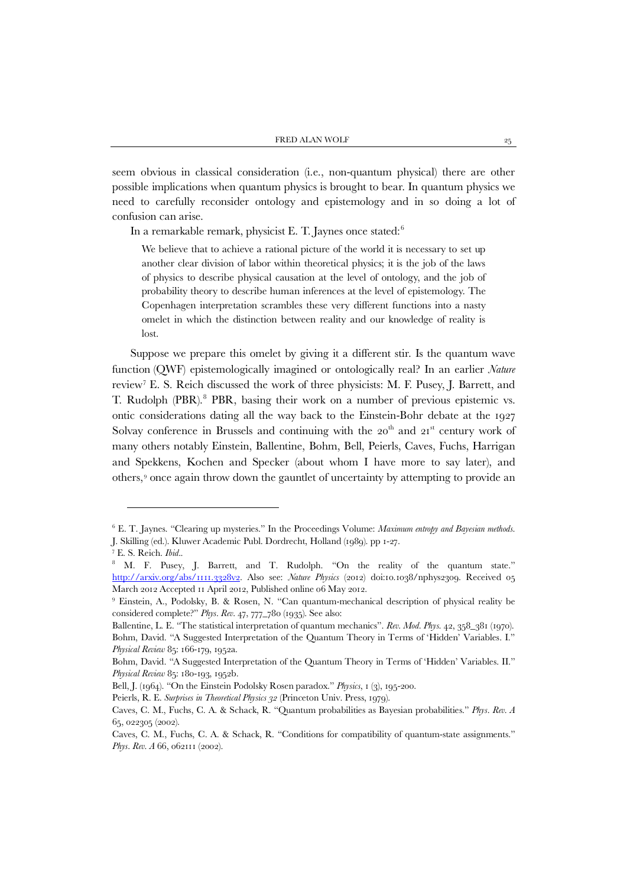seem obvious in classical consideration (i.e., non-quantum physical) there are other possible implications when quantum physics is brought to bear. In quantum physics we need to carefully reconsider ontology and epistemology and in so doing a lot of confusion can arise.

In a remarkable remark, physicist E. T. Jaynes once stated:[6]

> We believe that to achieve a rational picture of the world it is necessary to set up another clear division of labor within theoretical physics; it is the job of the laws of physics to describe physical causation at the level of ontology, and the job of probability theory to describe human inferences at the level of epistemology. The Copenhagen interpretation scrambles these very different functions into a nasty omelet in which the distinction between reality and our knowledge of reality is lost.

Suppose we prepare this omelet by giving it a different stir. Is the quantum wave function (QWF) epistemologically imagined or ontologically real? In an earlier *Nature* review[7] E. S. Reich discussed the work of three physicists: M. F. Pusey, J. Barrett, and T. Rudolph (PBR).[8] PBR, basing their work on a number of previous epistemic vs. ontic considerations dating all the way back to the Einstein-Bohr debate at the 1927 Solvay conference in Brussels and continuing with the 20th and 21st century work of many others notably Einstein, Ballentine, Bohm, Bell, Peierls, Caves, Fuchs, Harrigan and Spekkens, Kochen and Specker (about whom I have more to say later), and others,[9] once again throw down the gauntlet of uncertainty by attempting to provide an

---

[6] E. T. Jaynes. "Clearing up mysteries." In the Proceedings Volume: *Maximum entropy and Bayesian methods*. J. Skilling (ed.). Kluwer Academic Publ. Dordrecht, Holland (1989). pp 1-27.

[7] E. S. Reich. *Ibid*..

[8] M. F. Pusey, J. Barrett, and T. Rudolph. "On the reality of the quantum state." http://arxiv.org/abs/1111.3328v2. Also see: *Nature Physics* (2012) doi:10.1038/nphys2309. Received 05 March 2012 Accepted 11 April 2012, Published online 06 May 2012.

[9] Einstein, A., Podolsky, B. & Rosen, N. "Can quantum-mechanical description of physical reality be considered complete?" *Phys. Rev.* 47, 777–780 (1935). See also:

Ballentine, L. E. "The statistical interpretation of quantum mechanics". *Rev. Mod. Phys.* 42, 358–381 (1970).

Bohm, David. "A Suggested Interpretation of the Quantum Theory in Terms of 'Hidden' Variables. I." *Physical Review* 85: 166-179, 1952a.

Bohm, David. "A Suggested Interpretation of the Quantum Theory in Terms of 'Hidden' Variables. II." *Physical Review* 85: 180-193, 1952b.

Bell, J. (1964). "On the Einstein Podolsky Rosen paradox." *Physics*, 1 (3), 195-200.

Peierls, R. E. *Surprises in Theoretical Physics 32* (Princeton Univ. Press, 1979).

Caves, C. M., Fuchs, C. A. & Schack, R. "Quantum probabilities as Bayesian probabilities." *Phys. Rev. A* 65, 022305 (2002).

Caves, C. M., Fuchs, C. A. & Schack, R. "Conditions for compatibility of quantum-state assignments." *Phys. Rev. A* 66, 062111 (2002).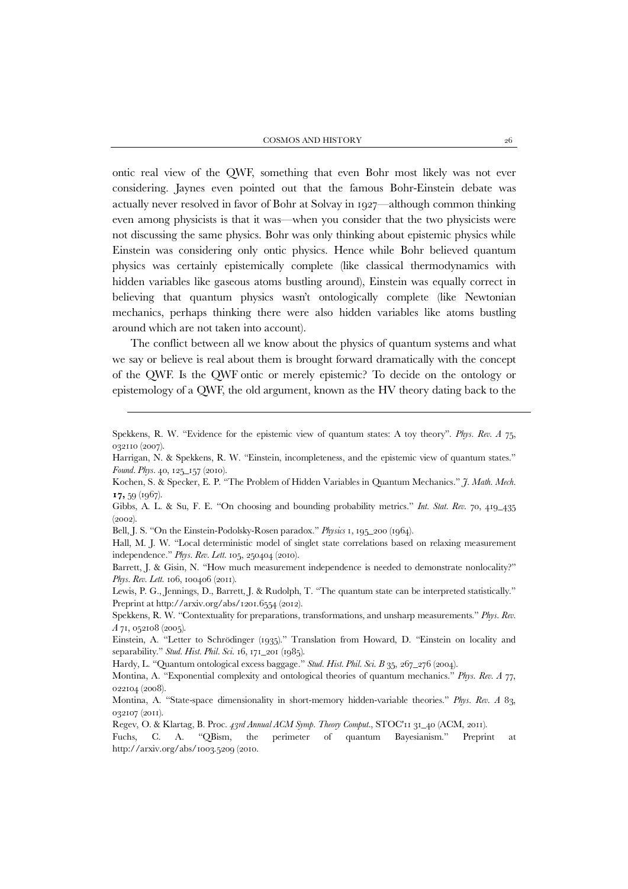ontic real view of the QWF, something that even Bohr most likely was not ever considering. Jaynes even pointed out that the famous Bohr-Einstein debate was actually never resolved in favor of Bohr at Solvay in 1927—although common thinking even among physicists is that it was—when you consider that the two physicists were not discussing the same physics. Bohr was only thinking about epistemic physics while Einstein was considering only ontic physics. Hence while Bohr believed quantum physics was certainly epistemically complete (like classical thermodynamics with hidden variables like gaseous atoms bustling around), Einstein was equally correct in believing that quantum physics wasn't ontologically complete (like Newtonian mechanics, perhaps thinking there were also hidden variables like atoms bustling around which are not taken into account).

The conflict between all we know about the physics of quantum systems and what we say or believe is real about them is brought forward dramatically with the concept of the QWF. Is the QWF ontic or merely epistemic? To decide on the ontology or epistemology of a QWF, the old argument, known as the HV theory dating back to the

---

Spekkens, R. W. "Evidence for the epistemic view of quantum states: A toy theory". *Phys. Rev. A* 75, 032110 (2007).

Harrigan, N. & Spekkens, R. W. "Einstein, incompleteness, and the epistemic view of quantum states." *Found. Phys.* 40, 125_157 (2010).

Kochen, S. & Specker, E. P. "The Problem of Hidden Variables in Quantum Mechanics." *J. Math. Mech.* **17,** 59 (1967).

Gibbs, A. L. & Su, F. E. "On choosing and bounding probability metrics." *Int. Stat. Rev.* 70, 419_435 (2002).

Bell, J. S. "On the Einstein-Podolsky-Rosen paradox." *Physics* 1, 195_200 (1964).

Hall, M. J. W. "Local deterministic model of singlet state correlations based on relaxing measurement independence." *Phys. Rev. Lett.* 105, 250404 (2010).

Barrett, J. & Gisin, N. "How much measurement independence is needed to demonstrate nonlocality?" *Phys. Rev. Lett.* 106, 100406 (2011).

Lewis, P. G., Jennings, D., Barrett, J. & Rudolph, T. "The quantum state can be interpreted statistically." Preprint at http://arxiv.org/abs/1201.6554 (2012).

Spekkens, R. W. "Contextuality for preparations, transformations, and unsharp measurements." *Phys. Rev. A* 71, 052108 (2005).

Einstein, A. "Letter to Schrödinger (1935)." Translation from Howard, D. "Einstein on locality and separability." *Stud. Hist. Phil. Sci.* 16, 171_201 (1985).

Hardy, L. "Quantum ontological excess baggage." *Stud. Hist. Phil. Sci. B* 35, 267_276 (2004).

Montina, A. "Exponential complexity and ontological theories of quantum mechanics." *Phys. Rev. A* 77, 022104 (2008).

Montina, A. "State-space dimensionality in short-memory hidden-variable theories." *Phys. Rev. A* 83, 032107 (2011).

Regev, O. & Klartag, B. Proc. *43rd Annual ACM Symp. Theory Comput.*, STOC'11 31_40 (ACM, 2011).

Fuchs, C. A. "QBism, the perimeter of quantum Bayesianism." Preprint at http://arxiv.org/abs/1003.5209 (2010.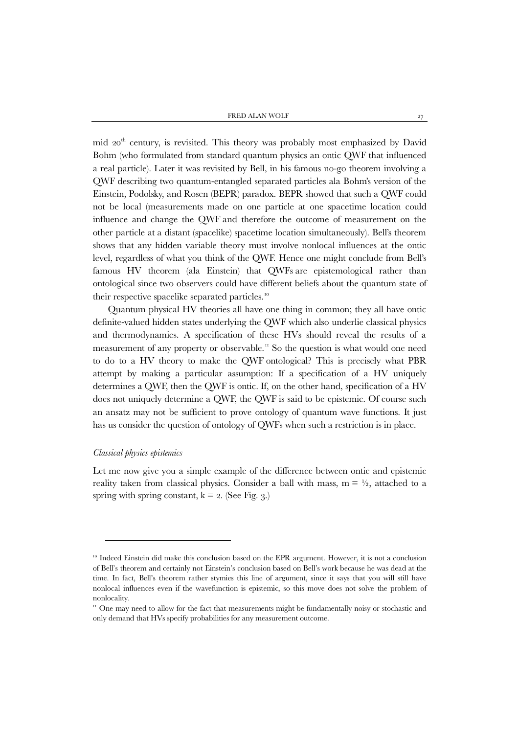mid 20th century, is revisited. This theory was probably most emphasized by David Bohm (who formulated from standard quantum physics an ontic QWF that influenced a real particle). Later it was revisited by Bell, in his famous no-go theorem involving a QWF describing two quantum-entangled separated particles ala Bohm's version of the Einstein, Podolsky, and Rosen (BEPR) paradox. BEPR showed that such a QWF could not be local (measurements made on one particle at one spacetime location could influence and change the QWF and therefore the outcome of measurement on the other particle at a distant (spacelike) spacetime location simultaneously). Bell's theorem shows that any hidden variable theory must involve nonlocal influences at the ontic level, regardless of what you think of the QWF. Hence one might conclude from Bell's famous HV theorem (ala Einstein) that QWFs are epistemological rather than ontological since two observers could have different beliefs about the quantum state of their respective spacelike separated particles.[10]

Quantum physical HV theories all have one thing in common; they all have ontic definite-valued hidden states underlying the QWF which also underlie classical physics and thermodynamics. A specification of these HVs should reveal the results of a measurement of any property or observable.[11] So the question is what would one need to do to a HV theory to make the QWF ontological? This is precisely what PBR attempt by making a particular assumption: If a specification of a HV uniquely determines a QWF, then the QWF is ontic. If, on the other hand, specification of a HV does not uniquely determine a QWF, the QWF is said to be epistemic. Of course such an ansatz may not be sufficient to prove ontology of quantum wave functions. It just has us consider the question of ontology of QWFs when such a restriction is in place.

*Classical physics epistemics*

Let me now give you a simple example of the difference between ontic and epistemic reality taken from classical physics. Consider a ball with mass, $m = ½$, attached to a spring with spring constant, $k = 2$. (See Fig. 3.)

---

[10] Indeed Einstein did make this conclusion based on the EPR argument. However, it is not a conclusion of Bell's theorem and certainly not Einstein's conclusion based on Bell's work because he was dead at the time. In fact, Bell's theorem rather stymies this line of argument, since it says that you will still have nonlocal influences even if the wavefunction is epistemic, so this move does not solve the problem of nonlocality.

[11] One may need to allow for the fact that measurements might be fundamentally noisy or stochastic and only demand that HVs specify probabilities for any measurement outcome.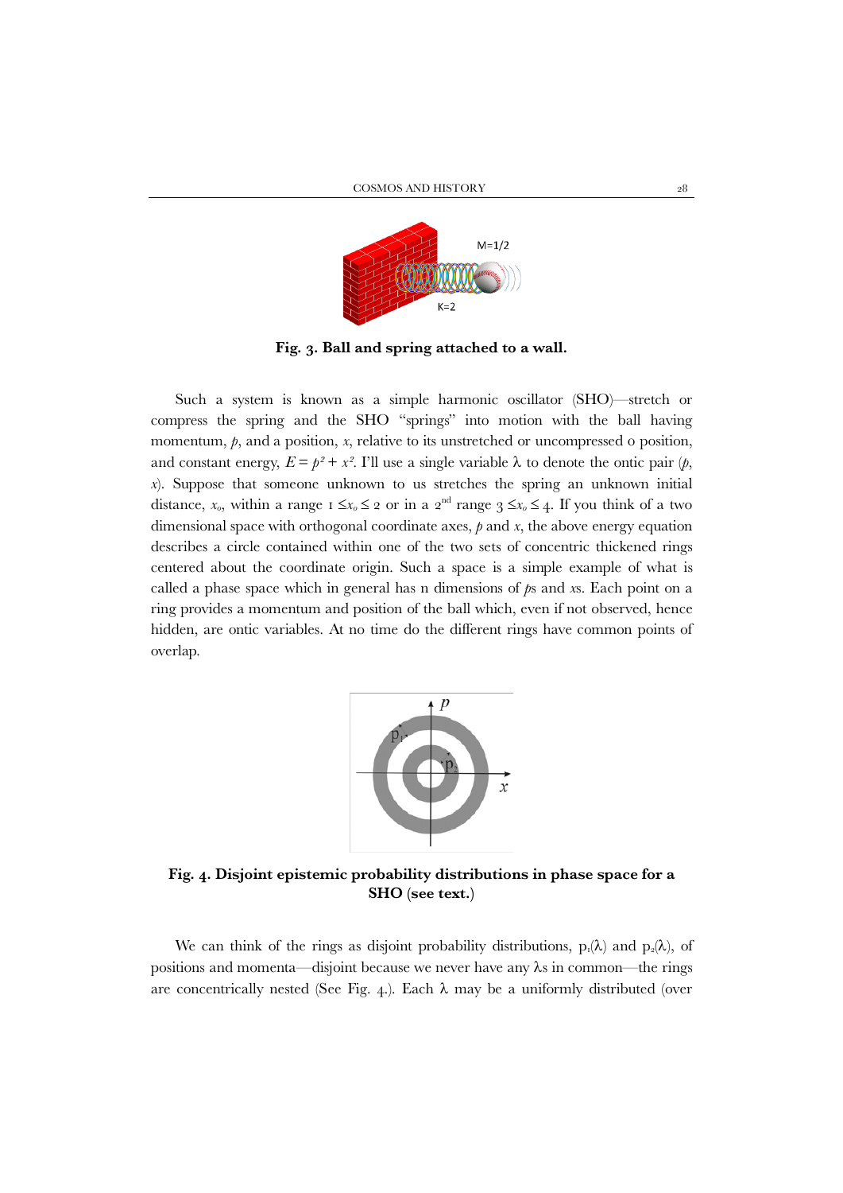**Fig. 3. Ball and spring attached to a wall.**

Such a system is known as a simple harmonic oscillator (SHO)—stretch or compress the spring and the SHO "springs" into motion with the ball having momentum, $p$, and a position, $x$, relative to its unstretched or uncompressed 0 position, and constant energy, $E = p^2 + x^2$. I'll use a single variable λ to denote the ontic pair ($p$, $x$). Suppose that someone unknown to us stretches the spring an unknown initial distance, $x_o$, within a range $1 \leq x_o \leq 2$ or in a 2nd range $3 \leq x_o \leq 4$. If you think of a two dimensional space with orthogonal coordinate axes, $p$ and $x$, the above energy equation describes a circle contained within one of the two sets of concentric thickened rings centered about the coordinate origin. Such a space is a simple example of what is called a phase space which in general has n dimensions of $p$s and $x$s. Each point on a ring provides a momentum and position of the ball which, even if not observed, hence hidden, are ontic variables. At no time do the different rings have common points of overlap.

**Fig. 4. Disjoint epistemic probability distributions in phase space for a SHO (see text.)**

We can think of the rings as disjoint probability distributions, $p_1(\lambda)$ and $p_2(\lambda)$, of positions and momenta—disjoint because we never have any λs in common—the rings are concentrically nested (See Fig. 4.). Each λ may be a uniformly distributed (over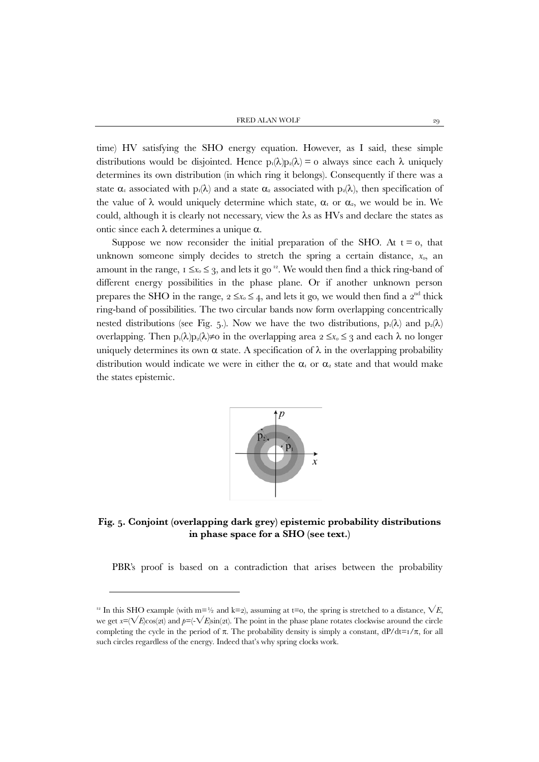time) HV satisfying the SHO energy equation. However, as I said, these simple distributions would be disjointed. Hence $p_1(\lambda)p_2(\lambda) = 0$ always since each $\lambda$ uniquely determines its own distribution (in which ring it belongs). Consequently if there was a state $\alpha_1$ associated with $p_1(\lambda)$ and a state $\alpha_2$ associated with $p_2(\lambda)$, then specification of the value of $\lambda$ would uniquely determine which state, $\alpha_1$ or $\alpha_2$, we would be in. We could, although it is clearly not necessary, view the $\lambda$s as HVs and declare the states as ontic since each $\lambda$ determines a unique $\alpha$.

Suppose we now reconsider the initial preparation of the SHO. At $t = 0$, that unknown someone simply decides to stretch the spring a certain distance, $x_0$, an amount in the range, $1 \leq x_0 \leq 3$, and lets it go [12]. We would then find a thick ring-band of different energy possibilities in the phase plane. Or if another unknown person prepares the SHO in the range, $2 \leq x_0 \leq 4$, and lets it go, we would then find a 2[nd] thick ring-band of possibilities. The two circular bands now form overlapping concentrically nested distributions (see Fig. 5.). Now we have the two distributions, $p_1(\lambda)$ and $p_2(\lambda)$ overlapping. Then $p_1(\lambda)p_2(\lambda) \neq 0$ in the overlapping area $2 \leq x_0 \leq 3$ and each $\lambda$ no longer uniquely determines its own $\alpha$ state. A specification of $\lambda$ in the overlapping probability distribution would indicate we were in either the $\alpha_1$ or $\alpha_2$ state and that would make the states epistemic.

**Fig. 5. Conjoint (overlapping dark grey) epistemic probability distributions in phase space for a SHO (see text.)**

PBR's proof is based on a contradiction that arises between the probability

---

[12] In this SHO example (with $m=\frac{1}{2}$ and $k=2$), assuming at $t=0$, the spring is stretched to a distance, $\sqrt{E}$, we get $x=(\sqrt{E})\cos(2t)$ and $p=(-\sqrt{E})\sin(2t)$. The point in the phase plane rotates clockwise around the circle completing the cycle in the period of $\pi$. The probability density is simply a constant, $dP/dt=1/\pi$, for all such circles regardless of the energy. Indeed that's why spring clocks work.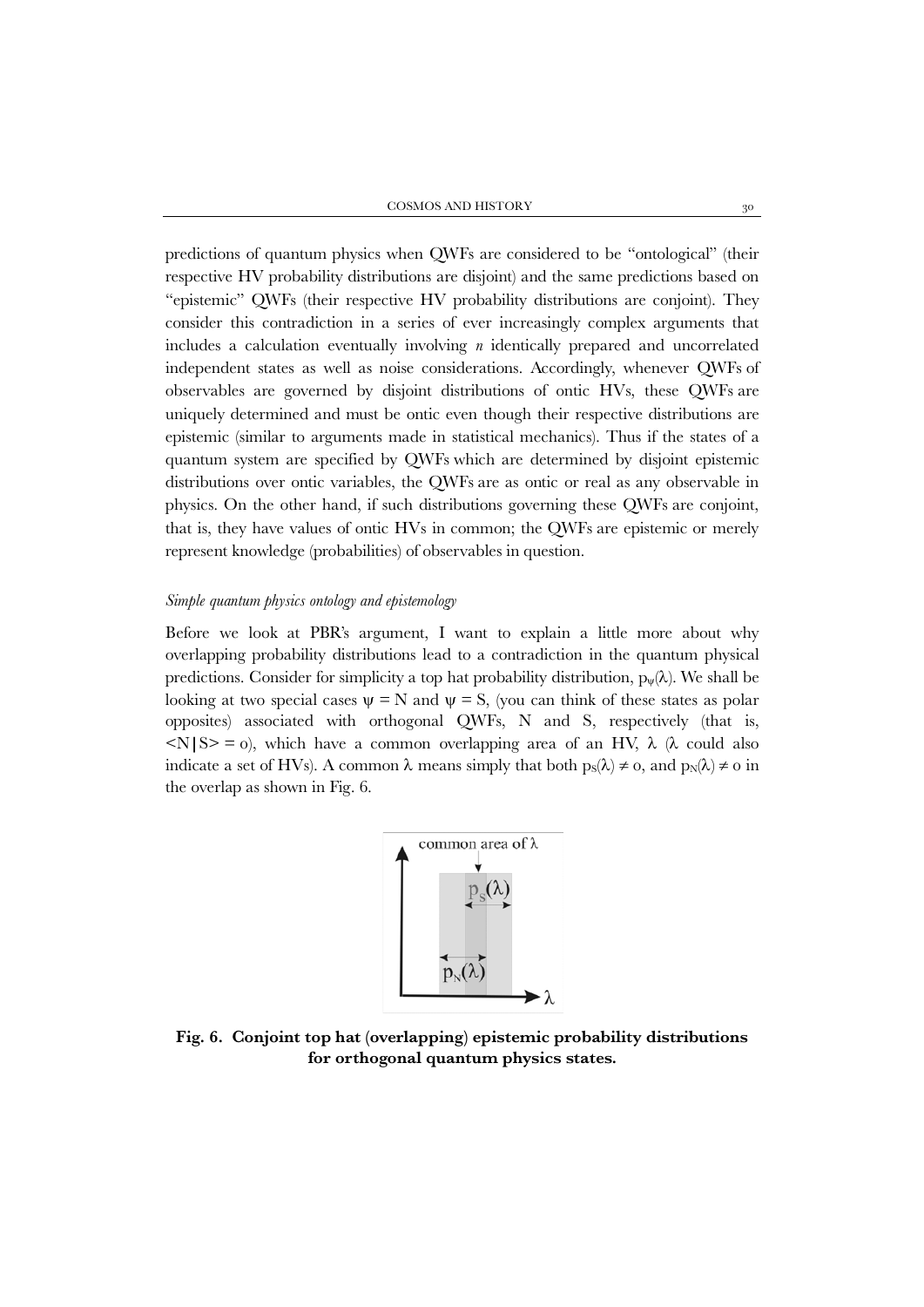predictions of quantum physics when QWFs are considered to be "ontological" (their respective HV probability distributions are disjoint) and the same predictions based on "epistemic" QWFs (their respective HV probability distributions are conjoint). They consider this contradiction in a series of ever increasingly complex arguments that includes a calculation eventually involving *n* identically prepared and uncorrelated independent states as well as noise considerations. Accordingly, whenever QWFs of observables are governed by disjoint distributions of ontic HVs, these QWFs are uniquely determined and must be ontic even though their respective distributions are epistemic (similar to arguments made in statistical mechanics). Thus if the states of a quantum system are specified by QWFs which are determined by disjoint epistemic distributions over ontic variables, the QWFs are as ontic or real as any observable in physics. On the other hand, if such distributions governing these QWFs are conjoint, that is, they have values of ontic HVs in common; the QWFs are epistemic or merely represent knowledge (probabilities) of observables in question.

*Simple quantum physics ontology and epistemology*

Before we look at PBR's argument, I want to explain a little more about why overlapping probability distributions lead to a contradiction in the quantum physical predictions. Consider for simplicity a top hat probability distribution, $p_\psi(\lambda)$. We shall be looking at two special cases $\psi = N$ and $\psi = S$, (you can think of these states as polar opposites) associated with orthogonal QWFs, N and S, respectively (that is, $\langle N|S\rangle = 0$), which have a common overlapping area of an HV, $\lambda$ ($\lambda$ could also indicate a set of HVs). A common $\lambda$ means simply that both $p_S(\lambda) \neq 0$, and $p_N(\lambda) \neq 0$ in the overlap as shown in Fig. 6.

**Fig. 6. Conjoint top hat (overlapping) epistemic probability distributions for orthogonal quantum physics states.**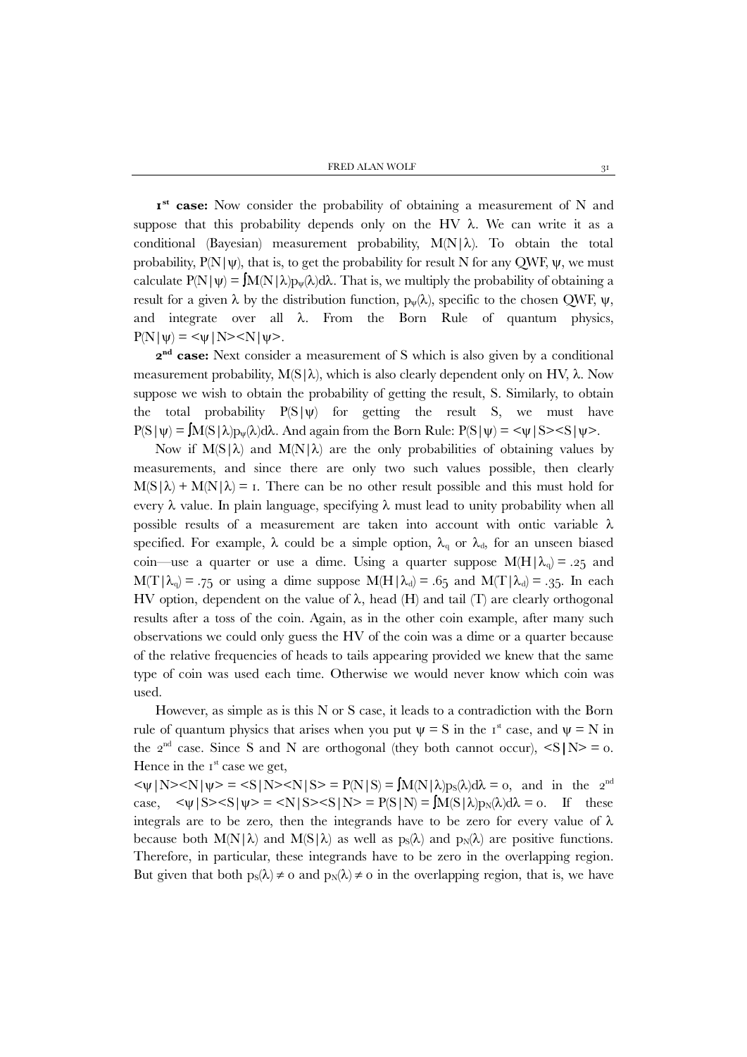**1$^{st}$ case:** Now consider the probability of obtaining a measurement of N and suppose that this probability depends only on the HV $\lambda$. We can write it as a conditional (Bayesian) measurement probability, $M(N|\lambda)$. To obtain the total probability, $P(N|\psi)$, that is, to get the probability for result N for any QWF, $\psi$, we must calculate $P(N|\psi) = \int M(N|\lambda)p_\psi(\lambda)d\lambda$. That is, we multiply the probability of obtaining a result for a given $\lambda$ by the distribution function, $p_\psi(\lambda)$, specific to the chosen QWF, $\psi$, and integrate over all $\lambda$. From the Born Rule of quantum physics, $P(N|\psi) = \langle\psi|N\rangle\langle N|\psi\rangle$.

**2$^{nd}$ case:** Next consider a measurement of S which is also given by a conditional measurement probability, $M(S|\lambda)$, which is also clearly dependent only on HV, $\lambda$. Now suppose we wish to obtain the probability of getting the result, S. Similarly, to obtain the total probability $P(S|\psi)$ for getting the result S, we must have $P(S|\psi) = \int M(S|\lambda)p_\psi(\lambda)d\lambda$. And again from the Born Rule: $P(S|\psi) = \langle\psi|S\rangle\langle S|\psi\rangle$.

Now if $M(S|\lambda)$ and $M(N|\lambda)$ are the only probabilities of obtaining values by measurements, and since there are only two such values possible, then clearly $M(S|\lambda) + M(N|\lambda) = 1$. There can be no other result possible and this must hold for every $\lambda$ value. In plain language, specifying $\lambda$ must lead to unity probability when all possible results of a measurement are taken into account with ontic variable $\lambda$ specified. For example, $\lambda$ could be a simple option, $\lambda_q$ or $\lambda_d$, for an unseen biased coin—use a quarter or use a dime. Using a quarter suppose $M(H|\lambda_q) = .25$ and $M(T|\lambda_q) = .75$ or using a dime suppose $M(H|\lambda_d) = .65$ and $M(T|\lambda_d) = .35$. In each HV option, dependent on the value of $\lambda$, head (H) and tail (T) are clearly orthogonal results after a toss of the coin. Again, as in the other coin example, after many such observations we could only guess the HV of the coin was a dime or a quarter because of the relative frequencies of heads to tails appearing provided we knew that the same type of coin was used each time. Otherwise we would never know which coin was used.

However, as simple as is this N or S case, it leads to a contradiction with the Born rule of quantum physics that arises when you put $\psi = S$ in the 1$^{st}$ case, and $\psi = N$ in the 2$^{nd}$ case. Since S and N are orthogonal (they both cannot occur), $\langle S|N\rangle = 0$. Hence in the 1$^{st}$ case we get,

$\langle\psi|N\rangle\langle N|\psi\rangle = \langle S|N\rangle\langle N|S\rangle = P(N|S) = \int M(N|\lambda)p_S(\lambda)d\lambda = 0$, and in the 2$^{nd}$ case, $\langle\psi|S\rangle\langle S|\psi\rangle = \langle N|S\rangle\langle S|N\rangle = P(S|N) = \int M(S|\lambda)p_N(\lambda)d\lambda = 0$. If these integrals are to be zero, then the integrands have to be zero for every value of $\lambda$ because both $M(N|\lambda)$ and $M(S|\lambda)$ as well as $p_S(\lambda)$ and $p_N(\lambda)$ are positive functions. Therefore, in particular, these integrands have to be zero in the overlapping region. But given that both $p_S(\lambda) \neq 0$ and $p_N(\lambda) \neq 0$ in the overlapping region, that is, we have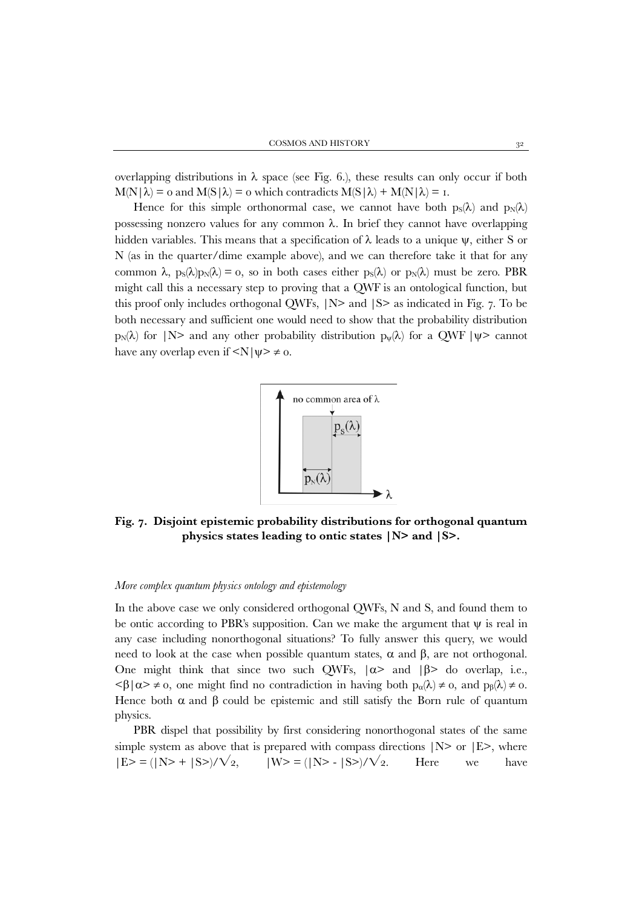overlapping distributions in $\lambda$ space (see Fig. 6.), these results can only occur if both $M(N|\lambda) = 0$ and $M(S|\lambda) = 0$ which contradicts $M(S|\lambda) + M(N|\lambda) = 1$.

Hence for this simple orthonormal case, we cannot have both $p_S(\lambda)$ and $p_N(\lambda)$ possessing nonzero values for any common $\lambda$. In brief they cannot have overlapping hidden variables. This means that a specification of $\lambda$ leads to a unique $\psi$, either S or N (as in the quarter/dime example above), and we can therefore take it that for any common $\lambda$, $p_S(\lambda)p_N(\lambda) = 0$, so in both cases either $p_S(\lambda)$ or $p_N(\lambda)$ must be zero. PBR might call this a necessary step to proving that a QWF is an ontological function, but this proof only includes orthogonal QWFs, $|N\rangle$ and $|S\rangle$ as indicated in Fig. 7. To be both necessary and sufficient one would need to show that the probability distribution $p_N(\lambda)$ for $|N\rangle$ and any other probability distribution $p_\psi(\lambda)$ for a QWF $|\psi\rangle$ cannot have any overlap even if $\langle N|\psi\rangle \neq 0$.

**Fig. 7. Disjoint epistemic probability distributions for orthogonal quantum physics states leading to ontic states $|N\rangle$ and $|S\rangle$.**

*More complex quantum physics ontology and epistemology*

In the above case we only considered orthogonal QWFs, N and S, and found them to be ontic according to PBR's supposition. Can we make the argument that $\psi$ is real in any case including nonorthogonal situations? To fully answer this query, we would need to look at the case when possible quantum states, $\alpha$ and $\beta$, are not orthogonal. One might think that since two such QWFs, $|\alpha\rangle$ and $|\beta\rangle$ do overlap, i.e., $\langle\beta|\alpha\rangle \neq 0$, one might find no contradiction in having both $p_\alpha(\lambda) \neq 0$, and $p_\beta(\lambda) \neq 0$. Hence both $\alpha$ and $\beta$ could be epistemic and still satisfy the Born rule of quantum physics.

PBR dispel that possibility by first considering nonorthogonal states of the same simple system as above that is prepared with compass directions $|N\rangle$ or $|E\rangle$, where $|E\rangle = (|N\rangle + |S\rangle)/\sqrt{2}$, $|W\rangle = (|N\rangle - |S\rangle)/\sqrt{2}$. Here we have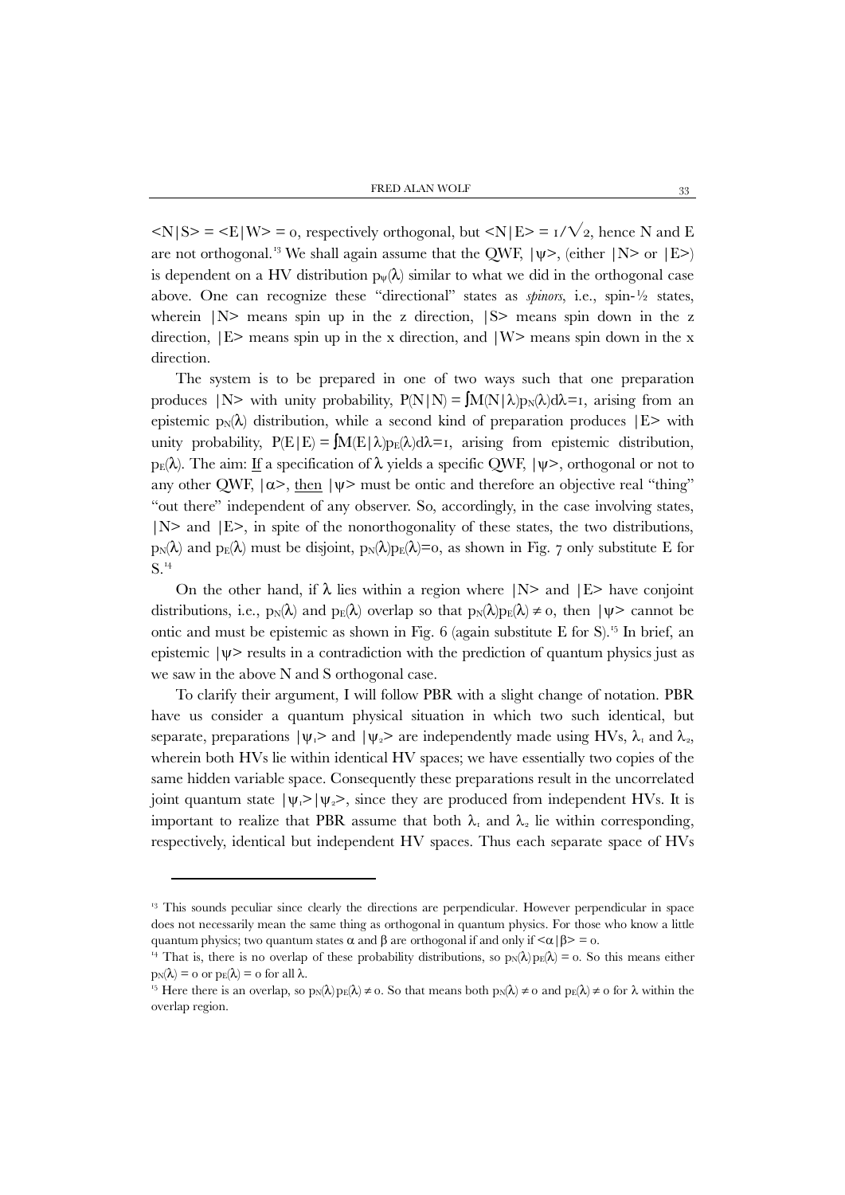$<N|S> = <E|W> = 0$, respectively orthogonal, but $<N|E> = 1/\sqrt{2}$, hence N and E are not orthogonal.[13] We shall again assume that the QWF, $|\psi>$, (either $|N>$ or $|E>$) is dependent on a HV distribution $p_\psi(\lambda)$ similar to what we did in the orthogonal case above. One can recognize these "directional" states as *spinors*, i.e., spin-½ states, wherein $|N>$ means spin up in the z direction, $|S>$ means spin down in the z direction, $|E>$ means spin up in the x direction, and $|W>$ means spin down in the x direction.

The system is to be prepared in one of two ways such that one preparation produces $|N>$ with unity probability, $P(N|N) = \int M(N|\lambda)p_N(\lambda)d\lambda=1$, arising from an epistemic $p_N(\lambda)$ distribution, while a second kind of preparation produces $|E>$ with unity probability, $P(E|E) = \int M(E|\lambda)p_E(\lambda)d\lambda=1$, arising from epistemic distribution, $p_E(\lambda)$. The aim: If a specification of $\lambda$ yields a specific QWF, $|\psi>$, orthogonal or not to any other QWF, $|\alpha>$, then $|\psi>$ must be ontic and therefore an objective real "thing" "out there" independent of any observer. So, accordingly, in the case involving states, $|N>$ and $|E>$, in spite of the nonorthogonality of these states, the two distributions, $p_N(\lambda)$ and $p_E(\lambda)$ must be disjoint, $p_N(\lambda)p_E(\lambda)=0$, as shown in Fig. 7 only substitute E for S.[14]

On the other hand, if $\lambda$ lies within a region where $|N>$ and $|E>$ have conjoint distributions, i.e., $p_N(\lambda)$ and $p_E(\lambda)$ overlap so that $p_N(\lambda)p_E(\lambda) \neq 0$, then $|\psi>$ cannot be ontic and must be epistemic as shown in Fig. 6 (again substitute E for S).[15] In brief, an epistemic $|\psi>$ results in a contradiction with the prediction of quantum physics just as we saw in the above N and S orthogonal case.

To clarify their argument, I will follow PBR with a slight change of notation. PBR have us consider a quantum physical situation in which two such identical, but separate, preparations $|\psi_1>$ and $|\psi_2>$ are independently made using HVs, $\lambda_1$ and $\lambda_2$, wherein both HVs lie within identical HV spaces; we have essentially two copies of the same hidden variable space. Consequently these preparations result in the uncorrelated joint quantum state $|\psi_1>|\psi_2>$, since they are produced from independent HVs. It is important to realize that PBR assume that both $\lambda_1$ and $\lambda_2$ lie within corresponding, respectively, identical but independent HV spaces. Thus each separate space of HVs

---

[13] This sounds peculiar since clearly the directions are perpendicular. However perpendicular in space does not necessarily mean the same thing as orthogonal in quantum physics. For those who know a little quantum physics; two quantum states $\alpha$ and $\beta$ are orthogonal if and only if $<\alpha|\beta> = 0$.

[14] That is, there is no overlap of these probability distributions, so $p_N(\lambda)\,p_E(\lambda) = 0$. So this means either $p_N(\lambda) = 0$ or $p_E(\lambda) = 0$ for all $\lambda$.

[15] Here there is an overlap, so $p_N(\lambda)\,p_E(\lambda) \neq 0$. So that means both $p_N(\lambda) \neq 0$ and $p_E(\lambda) \neq 0$ for $\lambda$ within the overlap region.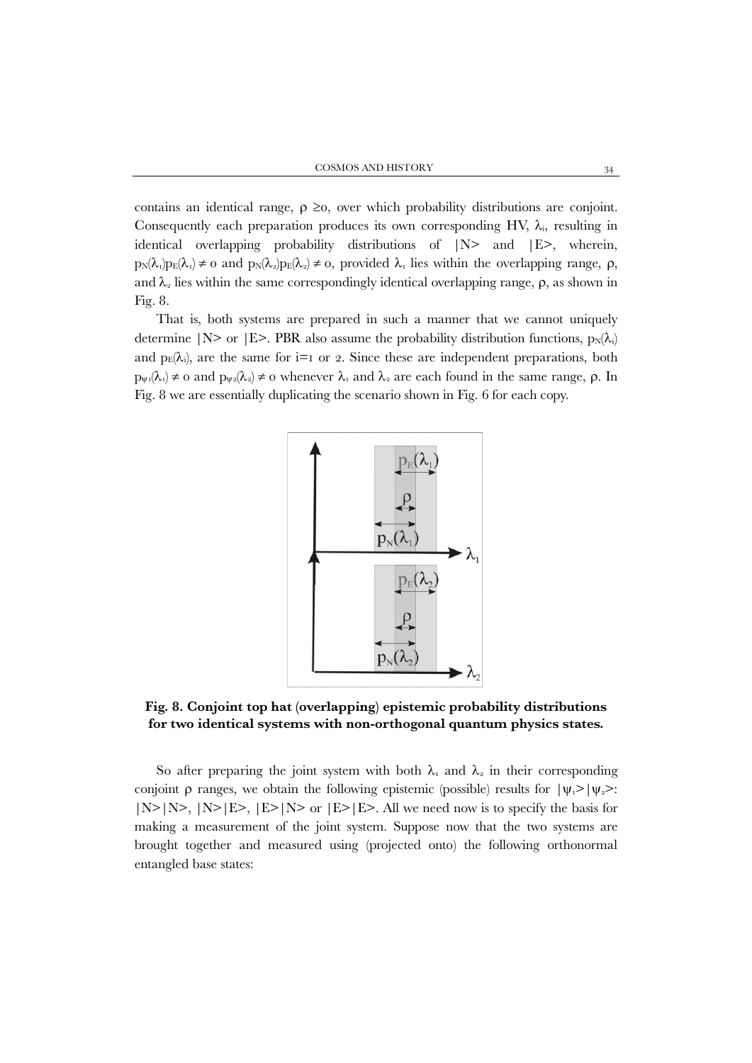contains an identical range, $\rho \geq 0$, over which probability distributions are conjoint. Consequently each preparation produces its own corresponding HV, $\lambda_i$, resulting in identical overlapping probability distributions of $|N\rangle$ and $|E\rangle$, wherein, $p_N(\lambda_1)p_E(\lambda_1) \neq 0$ and $p_N(\lambda_2)p_E(\lambda_2) \neq 0$, provided $\lambda_1$ lies within the overlapping range, $\rho$, and $\lambda_2$ lies within the same correspondingly identical overlapping range, $\rho$, as shown in Fig. 8.

That is, both systems are prepared in such a manner that we cannot uniquely determine $|N\rangle$ or $|E\rangle$. PBR also assume the probability distribution functions, $p_N(\lambda_i)$ and $p_E(\lambda_i)$, are the same for i=1 or 2. Since these are independent preparations, both $p_{\psi 1}(\lambda_1) \neq 0$ and $p_{\psi 2}(\lambda_2) \neq 0$ whenever $\lambda_1$ and $\lambda_2$ are each found in the same range, $\rho$. In Fig. 8 we are essentially duplicating the scenario shown in Fig. 6 for each copy.

**Fig. 8. Conjoint top hat (overlapping) epistemic probability distributions for two identical systems with non-orthogonal quantum physics states.**

So after preparing the joint system with both $\lambda_1$ and $\lambda_2$ in their corresponding conjoint $\rho$ ranges, we obtain the following epistemic (possible) results for $|\psi_1\rangle|\psi_2\rangle$: $|N\rangle|N\rangle$, $|N\rangle|E\rangle$, $|E\rangle|N\rangle$ or $|E\rangle|E\rangle$. All we need now is to specify the basis for making a measurement of the joint system. Suppose now that the two systems are brought together and measured using (projected onto) the following orthonormal entangled base states: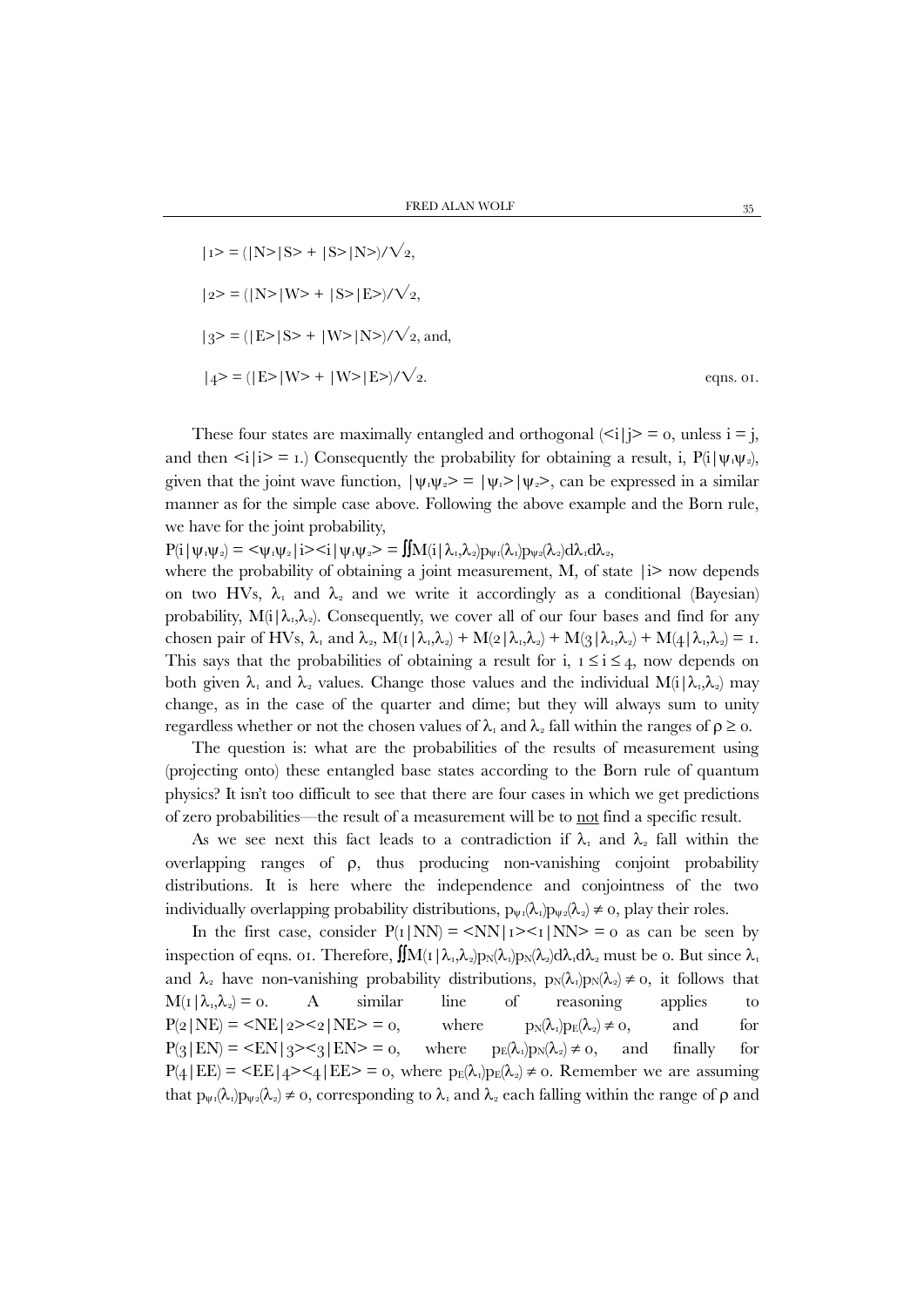$|1\rangle = (|N\rangle|S\rangle + |S\rangle|N\rangle)/\sqrt{2}$,

$|2\rangle = (|N\rangle|W\rangle + |S\rangle|E\rangle)/\sqrt{2}$,

$|3\rangle = (|E\rangle|S\rangle + |W\rangle|N\rangle)/\sqrt{2}$, and,

$$|4\rangle = (|E\rangle|W\rangle + |W\rangle|E\rangle)/\sqrt{2}. \qquad \text{eqns. 01.}$$

These four states are maximally entangled and orthogonal ($\langle i|j\rangle = 0$, unless $i = j$, and then $\langle i|i\rangle = 1$.) Consequently the probability for obtaining a result, i, $P(i|\psi_1\psi_2)$, given that the joint wave function, $|\psi_1\psi_2\rangle = |\psi_1\rangle|\psi_2\rangle$, can be expressed in a similar manner as for the simple case above. Following the above example and the Born rule, we have for the joint probability,

$P(i|\psi_1\psi_2) = \langle\psi_1\psi_2|i\rangle\langle i|\psi_1\psi_2\rangle = \iint M(i|\lambda_1,\lambda_2)p_{\psi_1}(\lambda_1)p_{\psi_2}(\lambda_2)d\lambda_1 d\lambda_2$,

where the probability of obtaining a joint measurement, M, of state $|i\rangle$ now depends on two HVs, $\lambda_1$ and $\lambda_2$ and we write it accordingly as a conditional (Bayesian) probability, $M(i|\lambda_1,\lambda_2)$. Consequently, we cover all of our four bases and find for any chosen pair of HVs, $\lambda_1$ and $\lambda_2$, $M(1|\lambda_1,\lambda_2) + M(2|\lambda_1,\lambda_2) + M(3|\lambda_1,\lambda_2) + M(4|\lambda_1,\lambda_2) = 1$. This says that the probabilities of obtaining a result for i, $1 \leq i \leq 4$, now depends on both given $\lambda_1$ and $\lambda_2$ values. Change those values and the individual $M(i|\lambda_1,\lambda_2)$ may change, as in the case of the quarter and dime; but they will always sum to unity regardless whether or not the chosen values of $\lambda_1$ and $\lambda_2$ fall within the ranges of $\rho \geq 0$.

The question is: what are the probabilities of the results of measurement using (projecting onto) these entangled base states according to the Born rule of quantum physics? It isn't too difficult to see that there are four cases in which we get predictions of zero probabilities—the result of a measurement will be to <u>not</u> find a specific result.

As we see next this fact leads to a contradiction if $\lambda_1$ and $\lambda_2$ fall within the overlapping ranges of $\rho$, thus producing non-vanishing conjoint probability distributions. It is here where the independence and conjointness of the two individually overlapping probability distributions, $p_{\psi_1}(\lambda_1)p_{\psi_2}(\lambda_2) \neq 0$, play their roles.

In the first case, consider $P(1|NN) = \langle NN|1\rangle\langle 1|NN\rangle = 0$ as can be seen by inspection of eqns. 01. Therefore, $\iint M(1|\lambda_1,\lambda_2)p_N(\lambda_1)p_N(\lambda_2)d\lambda_1 d\lambda_2$ must be 0. But since $\lambda_1$ and $\lambda_2$ have non-vanishing probability distributions, $p_N(\lambda_1)p_N(\lambda_2) \neq 0$, it follows that $M(1|\lambda_1,\lambda_2) = 0$. A similar line of reasoning applies to $P(2|NE) = \langle NE|2\rangle\langle 2|NE\rangle = 0$, where $p_N(\lambda_1)p_E(\lambda_2) \neq 0$, and for $P(3|EN) = \langle EN|3\rangle\langle 3|EN\rangle = 0$, where $p_E(\lambda_1)p_N(\lambda_2) \neq 0$, and finally for $P(4|EE) = \langle EE|4\rangle\langle 4|EE\rangle = 0$, where $p_E(\lambda_1)p_E(\lambda_2) \neq 0$. Remember we are assuming that $p_{\psi_1}(\lambda_1)p_{\psi_2}(\lambda_2) \neq 0$, corresponding to $\lambda_1$ and $\lambda_2$ each falling within the range of $\rho$ and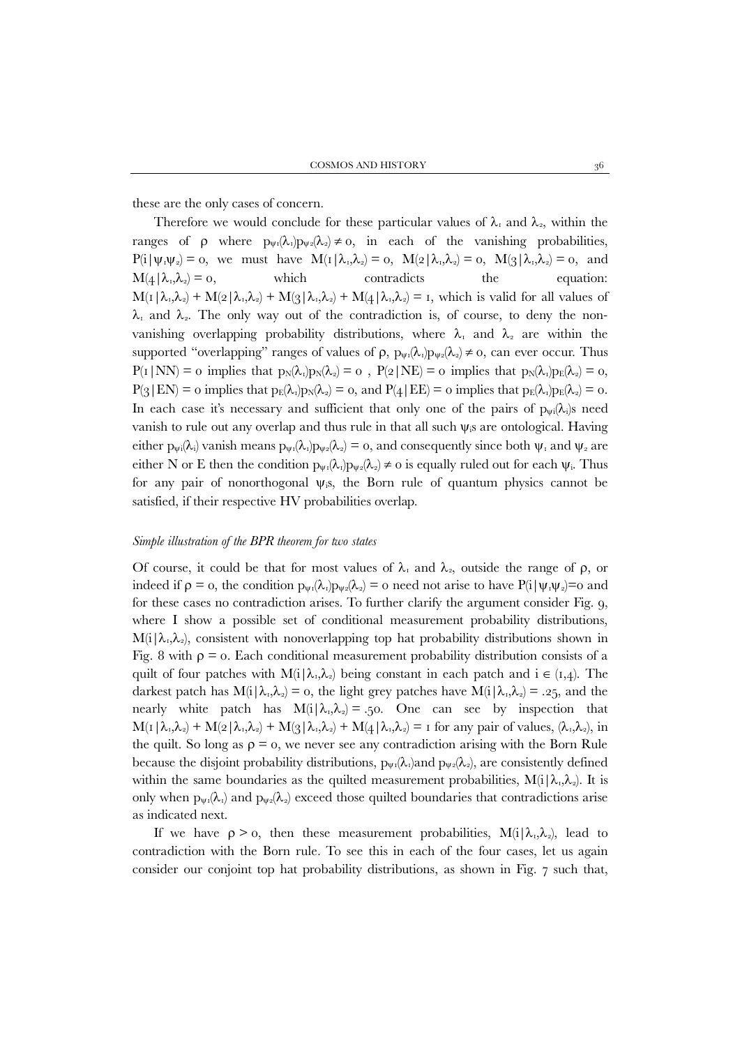these are the only cases of concern.

Therefore we would conclude for these particular values of $\lambda_1$ and $\lambda_2$, within the ranges of $\rho$ where $p_{\psi 1}(\lambda_1)p_{\psi 2}(\lambda_2) \neq 0$, in each of the vanishing probabilities, $P(i|\psi_1\psi_2) = 0$, we must have $M(1|\lambda_1,\lambda_2) = 0$, $M(2|\lambda_1,\lambda_2) = 0$, $M(3|\lambda_1,\lambda_2) = 0$, and $M(4|\lambda_1,\lambda_2) = 0$, which contradicts the equation: $M(1|\lambda_1,\lambda_2) + M(2|\lambda_1,\lambda_2) + M(3|\lambda_1,\lambda_2) + M(4|\lambda_1,\lambda_2) = 1$, which is valid for all values of $\lambda_1$ and $\lambda_2$. The only way out of the contradiction is, of course, to deny the non-vanishing overlapping probability distributions, where $\lambda_1$ and $\lambda_2$ are within the supported "overlapping" ranges of values of $\rho$, $p_{\psi 1}(\lambda_1)p_{\psi 2}(\lambda_2) \neq 0$, can ever occur. Thus $P(1|NN) = 0$ implies that $p_N(\lambda_1)p_N(\lambda_2) = 0$ , $P(2|NE) = 0$ implies that $p_N(\lambda_1)p_E(\lambda_2) = 0$, $P(3|EN) = 0$ implies that $p_E(\lambda_1)p_N(\lambda_2) = 0$, and $P(4|EE) = 0$ implies that $p_E(\lambda_1)p_E(\lambda_2) = 0$. In each case it's necessary and sufficient that only one of the pairs of $p_{\psi i}(\lambda_i)$s need vanish to rule out any overlap and thus rule in that all such $\psi_i$s are ontological. Having either $p_{\psi i}(\lambda_i)$ vanish means $p_{\psi 1}(\lambda_1)p_{\psi 2}(\lambda_2) = 0$, and consequently since both $\psi_1$ and $\psi_2$ are either N or E then the condition $p_{\psi 1}(\lambda_1)p_{\psi 2}(\lambda_2) \neq 0$ is equally ruled out for each $\psi_i$. Thus for any pair of nonorthogonal $\psi_i$s, the Born rule of quantum physics cannot be satisfied, if their respective HV probabilities overlap.

*Simple illustration of the BPR theorem for two states*

Of course, it could be that for most values of $\lambda_1$ and $\lambda_2$, outside the range of $\rho$, or indeed if $\rho = 0$, the condition $p_{\psi 1}(\lambda_1)p_{\psi 2}(\lambda_2) = 0$ need not arise to have $P(i|\psi_1\psi_2)=0$ and for these cases no contradiction arises. To further clarify the argument consider Fig. 9, where I show a possible set of conditional measurement probability distributions, $M(i|\lambda_1,\lambda_2)$, consistent with nonoverlapping top hat probability distributions shown in Fig. 8 with $\rho = 0$. Each conditional measurement probability distribution consists of a quilt of four patches with $M(i|\lambda_1,\lambda_2)$ being constant in each patch and $i \in (1,4)$. The darkest patch has $M(i|\lambda_1,\lambda_2) = 0$, the light grey patches have $M(i|\lambda_1,\lambda_2) = .25$, and the nearly white patch has $M(i|\lambda_1,\lambda_2) = .50$. One can see by inspection that $M(1|\lambda_1,\lambda_2) + M(2|\lambda_1,\lambda_2) + M(3|\lambda_1,\lambda_2) + M(4|\lambda_1,\lambda_2) = 1$ for any pair of values, $(\lambda_1,\lambda_2)$, in the quilt. So long as $\rho = 0$, we never see any contradiction arising with the Born Rule because the disjoint probability distributions, $p_{\psi 1}(\lambda_1)$and $p_{\psi 2}(\lambda_2)$, are consistently defined within the same boundaries as the quilted measurement probabilities, $M(i|\lambda_1,\lambda_2)$. It is only when $p_{\psi 1}(\lambda_1)$ and $p_{\psi 2}(\lambda_2)$ exceed those quilted boundaries that contradictions arise as indicated next.

If we have $\rho > 0$, then these measurement probabilities, $M(i|\lambda_1,\lambda_2)$, lead to contradiction with the Born rule. To see this in each of the four cases, let us again consider our conjoint top hat probability distributions, as shown in Fig. 7 such that,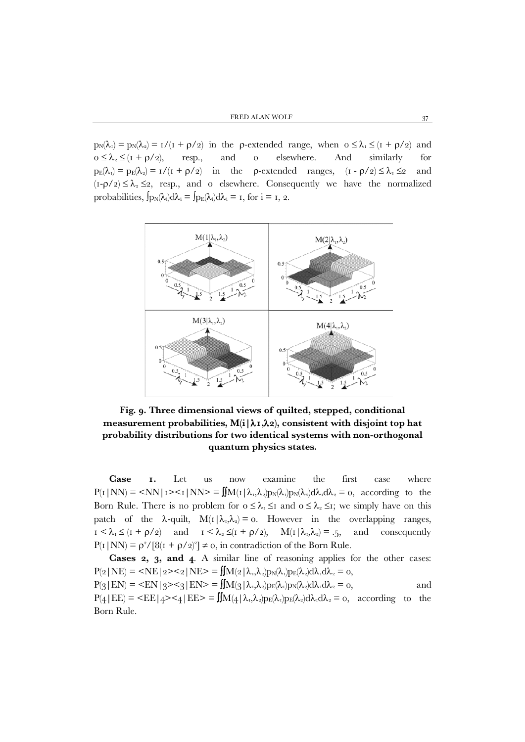$p_N(\lambda_1) = p_N(\lambda_2) = 1/(1 + \rho/2)$ in the ρ-extended range, when $0 \leq \lambda_1 \leq (1 + \rho/2)$ and $0 \leq \lambda_2 \leq (1 + \rho/2)$, resp., and 0 elsewhere. And similarly for $p_E(\lambda_1) = p_E(\lambda_2) = 1/(1 + \rho/2)$ in the ρ-extended ranges, $(1 - \rho/2) \leq \lambda_1 \leq 2$ and $(1-\rho/2) \leq \lambda_2 \leq 2$, resp., and 0 elsewhere. Consequently we have the normalized probabilities, $\int p_N(\lambda_i)d\lambda_i = \int p_E(\lambda_i)d\lambda_i = 1$, for i = 1, 2.

**Fig. 9. Three dimensional views of quilted, stepped, conditional measurement probabilities, M(i|λ1,λ2), consistent with disjoint top hat probability distributions for two identical systems with non-orthogonal quantum physics states.**

**Case 1.** Let us now examine the first case where $P(1|NN) = \langle NN|1\rangle\langle 1|NN\rangle = \iint M(1|\lambda_1,\lambda_2)p_N(\lambda_1)p_N(\lambda_2)d\lambda_1 d\lambda_2 = 0$, according to the Born Rule. There is no problem for $0 \leq \lambda_1 \leq 1$ and $0 \leq \lambda_2 \leq 1$; we simply have on this patch of the λ-quilt, $M(1|\lambda_1,\lambda_2) = 0$. However in the overlapping ranges, $1 < \lambda_1 \leq (1 + \rho/2)$ and $1 < \lambda_2 \leq (1 + \rho/2)$, $M(1|\lambda_1,\lambda_2) = .5$, and consequently $P(1|NN) = \rho^2/[8(1 + \rho/2)^2] \neq 0$, in contradiction of the Born Rule.

**Cases 2, 3, and 4**. A similar line of reasoning applies for the other cases: $P(2|NE) = \langle NE|2\rangle\langle 2|NE\rangle = \iint M(2|\lambda_1,\lambda_2)p_N(\lambda_1)p_E(\lambda_2)d\lambda_1 d\lambda_2 = 0$, $P(3|EN) = \langle EN|3\rangle\langle 3|EN\rangle = \iint M(3|\lambda_1,\lambda_2)p_E(\lambda_1)p_N(\lambda_2)d\lambda_1 d\lambda_2 = 0$, and $P(4|EE) = \langle EE|4\rangle\langle 4|EE\rangle = \iint M(4|\lambda_1,\lambda_2)p_E(\lambda_1)p_E(\lambda_2)d\lambda_1 d\lambda_2 = 0$, according to the Born Rule.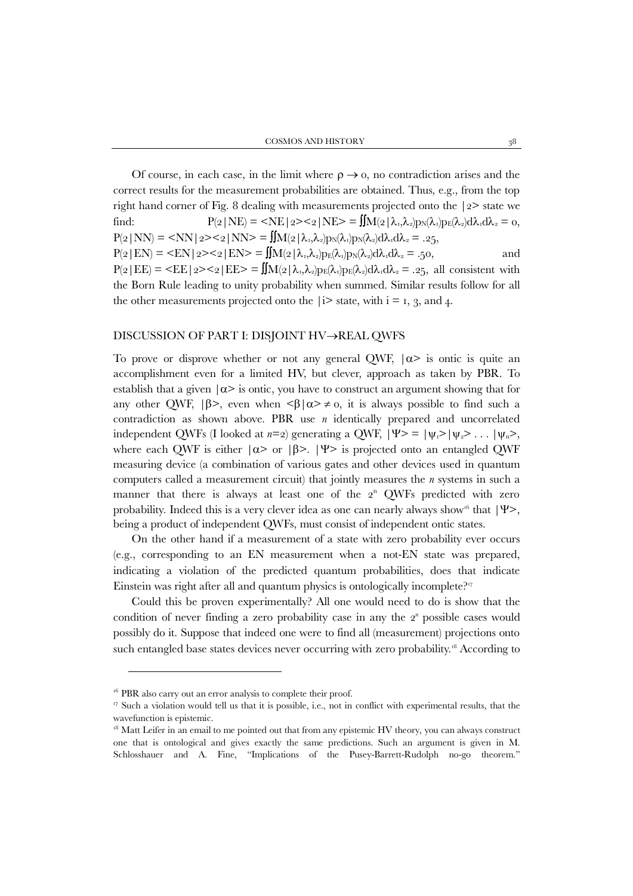Of course, in each case, in the limit where $\rho \to 0$, no contradiction arises and the correct results for the measurement probabilities are obtained. Thus, e.g., from the top right hand corner of Fig. 8 dealing with measurements projected onto the $|2\rangle$ state we find: $P(2|NE) = \langle NE|2\rangle\langle 2|NE\rangle = \iint M(2|\lambda_1,\lambda_2)p_N(\lambda_1)p_E(\lambda_2)d\lambda_1 d\lambda_2 = 0$, $P(2|NN) = \langle NN|2\rangle\langle 2|NN\rangle = \iint M(2|\lambda_1,\lambda_2)p_N(\lambda_1)p_N(\lambda_2)d\lambda_1 d\lambda_2 = .25$, $P(2|EN) = \langle EN|2\rangle\langle 2|EN\rangle = \iint M(2|\lambda_1,\lambda_2)p_E(\lambda_1)p_N(\lambda_2)d\lambda_1 d\lambda_2 = .50$, and $P(2|EE) = \langle EE|2\rangle\langle 2|EE\rangle = \iint M(2|\lambda_1,\lambda_2)p_E(\lambda_1)p_E(\lambda_2)d\lambda_1 d\lambda_2 = .25$, all consistent with the Born Rule leading to unity probability when summed. Similar results follow for all the other measurements projected onto the $|i\rangle$ state, with i = 1, 3, and 4.

## DISCUSSION OF PART I: DISJOINT HV→REAL QWFS

To prove or disprove whether or not any general QWF, $|\alpha\rangle$ is ontic is quite an accomplishment even for a limited HV, but clever, approach as taken by PBR. To establish that a given $|\alpha\rangle$ is ontic, you have to construct an argument showing that for any other QWF, $|\beta\rangle$, even when $\langle\beta|\alpha\rangle \neq 0$, it is always possible to find such a contradiction as shown above. PBR use *n* identically prepared and uncorrelated independent QWFs (I looked at *n*=2) generating a QWF, $|\Psi\rangle = |\psi_1\rangle|\psi_2\rangle \ldots |\psi_n\rangle$, where each QWF is either $|\alpha\rangle$ or $|\beta\rangle$. $|\Psi\rangle$ is projected onto an entangled QWF measuring device (a combination of various gates and other devices used in quantum computers called a measurement circuit) that jointly measures the *n* systems in such a manner that there is always at least one of the $2^n$ QWFs predicted with zero probability. Indeed this is a very clever idea as one can nearly always show[16] that $|\Psi\rangle$, being a product of independent QWFs, must consist of independent ontic states.

On the other hand if a measurement of a state with zero probability ever occurs (e.g., corresponding to an EN measurement when a not-EN state was prepared, indicating a violation of the predicted quantum probabilities, does that indicate Einstein was right after all and quantum physics is ontologically incomplete?[17]

Could this be proven experimentally? All one would need to do is show that the condition of never finding a zero probability case in any the $2^n$ possible cases would possibly do it. Suppose that indeed one were to find all (measurement) projections onto such entangled base states devices never occurring with zero probability.[18] According to

---

[16] PBR also carry out an error analysis to complete their proof.

[17] Such a violation would tell us that it is possible, i.e., not in conflict with experimental results, that the wavefunction is epistemic.

[18] Matt Leifer in an email to me pointed out that from any epistemic HV theory, you can always construct one that is ontological and gives exactly the same predictions. Such an argument is given in M. Schlosshauer and A. Fine, "Implications of the Pusey-Barrett-Rudolph no-go theorem."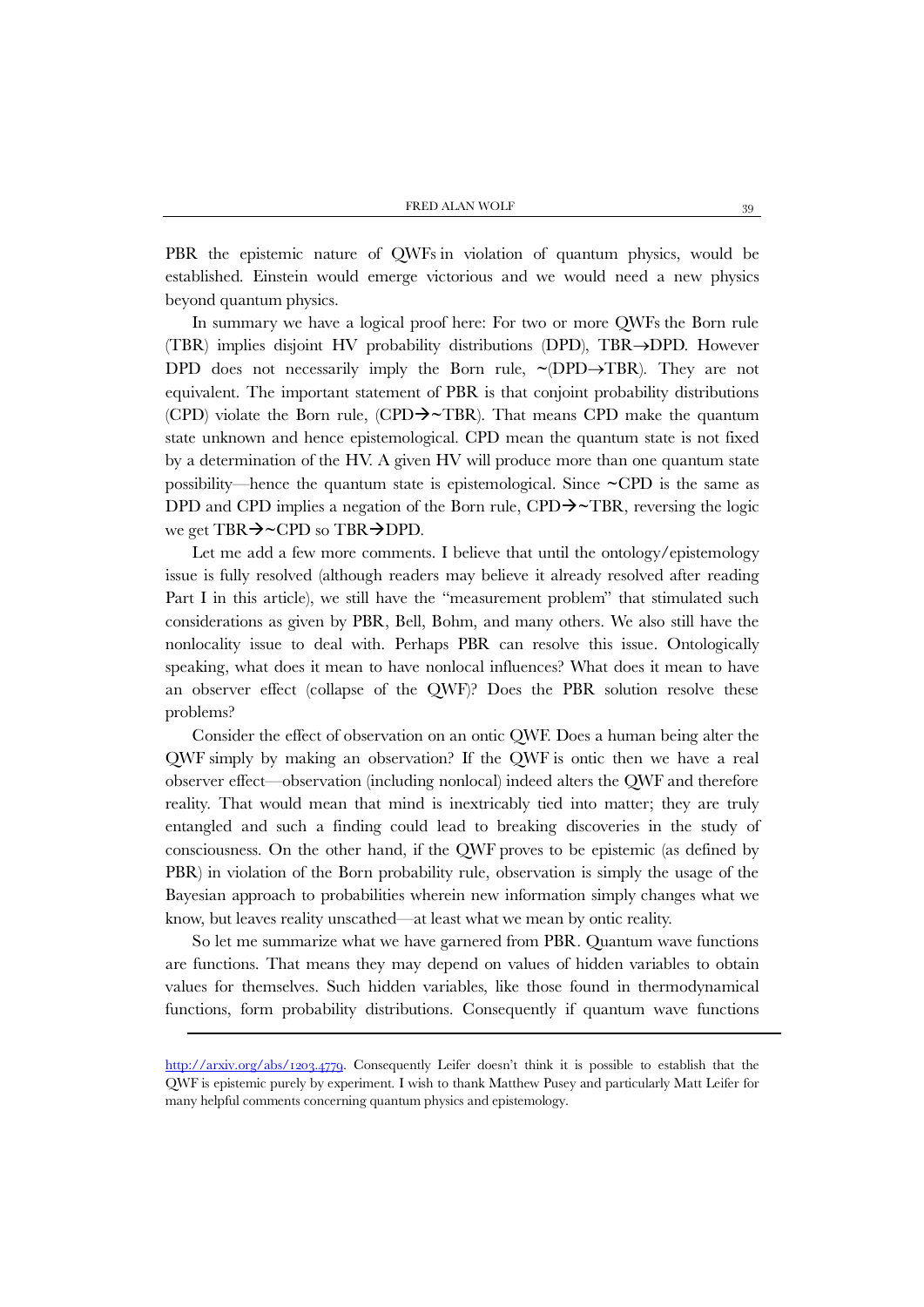PBR the epistemic nature of QWFs in violation of quantum physics, would be established. Einstein would emerge victorious and we would need a new physics beyond quantum physics.

In summary we have a logical proof here: For two or more QWFs the Born rule (TBR) implies disjoint HV probability distributions (DPD), TBR→DPD. However DPD does not necessarily imply the Born rule, ~(DPD→TBR). They are not equivalent. The important statement of PBR is that conjoint probability distributions (CPD) violate the Born rule, (CPD→~TBR). That means CPD make the quantum state unknown and hence epistemological. CPD mean the quantum state is not fixed by a determination of the HV. A given HV will produce more than one quantum state possibility—hence the quantum state is epistemological. Since ~CPD is the same as DPD and CPD implies a negation of the Born rule, CPD→~TBR, reversing the logic we get TBR→~CPD so TBR→DPD.

Let me add a few more comments. I believe that until the ontology/epistemology issue is fully resolved (although readers may believe it already resolved after reading Part I in this article), we still have the "measurement problem" that stimulated such considerations as given by PBR, Bell, Bohm, and many others. We also still have the nonlocality issue to deal with. Perhaps PBR can resolve this issue. Ontologically speaking, what does it mean to have nonlocal influences? What does it mean to have an observer effect (collapse of the QWF)? Does the PBR solution resolve these problems?

Consider the effect of observation on an ontic QWF. Does a human being alter the QWF simply by making an observation? If the QWF is ontic then we have a real observer effect—observation (including nonlocal) indeed alters the QWF and therefore reality. That would mean that mind is inextricably tied into matter; they are truly entangled and such a finding could lead to breaking discoveries in the study of consciousness. On the other hand, if the QWF proves to be epistemic (as defined by PBR) in violation of the Born probability rule, observation is simply the usage of the Bayesian approach to probabilities wherein new information simply changes what we know, but leaves reality unscathed—at least what we mean by ontic reality.

So let me summarize what we have garnered from PBR. Quantum wave functions are functions. That means they may depend on values of hidden variables to obtain values for themselves. Such hidden variables, like those found in thermodynamical functions, form probability distributions. Consequently if quantum wave functions

---

http://arxiv.org/abs/1203.4779. Consequently Leifer doesn't think it is possible to establish that the QWF is epistemic purely by experiment. I wish to thank Matthew Pusey and particularly Matt Leifer for many helpful comments concerning quantum physics and epistemology.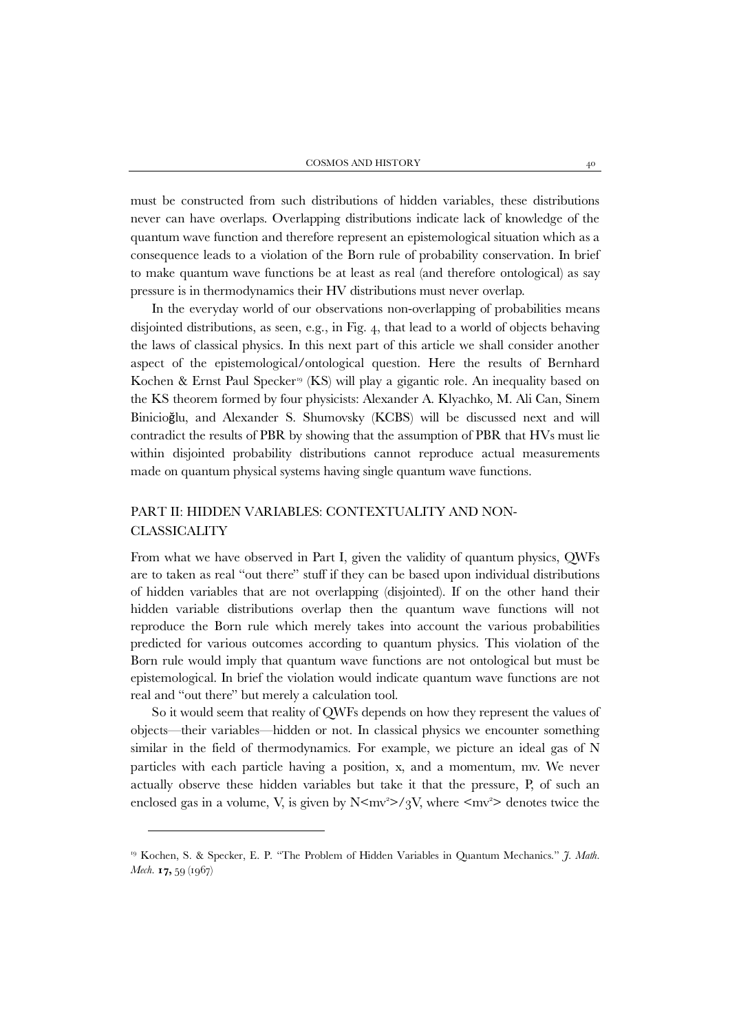must be constructed from such distributions of hidden variables, these distributions never can have overlaps. Overlapping distributions indicate lack of knowledge of the quantum wave function and therefore represent an epistemological situation which as a consequence leads to a violation of the Born rule of probability conservation. In brief to make quantum wave functions be at least as real (and therefore ontological) as say pressure is in thermodynamics their HV distributions must never overlap.

In the everyday world of our observations non-overlapping of probabilities means disjointed distributions, as seen, e.g., in Fig. 4, that lead to a world of objects behaving the laws of classical physics. In this next part of this article we shall consider another aspect of the epistemological/ontological question. Here the results of Bernhard Kochen & Ernst Paul Specker[19] (KS) will play a gigantic role. An inequality based on the KS theorem formed by four physicists: Alexander A. Klyachko, M. Ali Can, Sinem Binicioğlu, and Alexander S. Shumovsky (KCBS) will be discussed next and will contradict the results of PBR by showing that the assumption of PBR that HVs must lie within disjointed probability distributions cannot reproduce actual measurements made on quantum physical systems having single quantum wave functions.

## PART II: HIDDEN VARIABLES: CONTEXTUALITY AND NON-CLASSICALITY

From what we have observed in Part I, given the validity of quantum physics, QWFs are to taken as real "out there" stuff if they can be based upon individual distributions of hidden variables that are not overlapping (disjointed). If on the other hand their hidden variable distributions overlap then the quantum wave functions will not reproduce the Born rule which merely takes into account the various probabilities predicted for various outcomes according to quantum physics. This violation of the Born rule would imply that quantum wave functions are not ontological but must be epistemological. In brief the violation would indicate quantum wave functions are not real and "out there" but merely a calculation tool.

So it would seem that reality of QWFs depends on how they represent the values of objects—their variables—hidden or not. In classical physics we encounter something similar in the field of thermodynamics. For example, we picture an ideal gas of N particles with each particle having a position, x, and a momentum, mv. We never actually observe these hidden variables but take it that the pressure, P, of such an enclosed gas in a volume, V, is given by $N\langle mv^2\rangle/3V$, where $\langle mv^2\rangle$ denotes twice the

---

[19] Kochen, S. & Specker, E. P. "The Problem of Hidden Variables in Quantum Mechanics." *J. Math. Mech.* **17,** 59 (1967)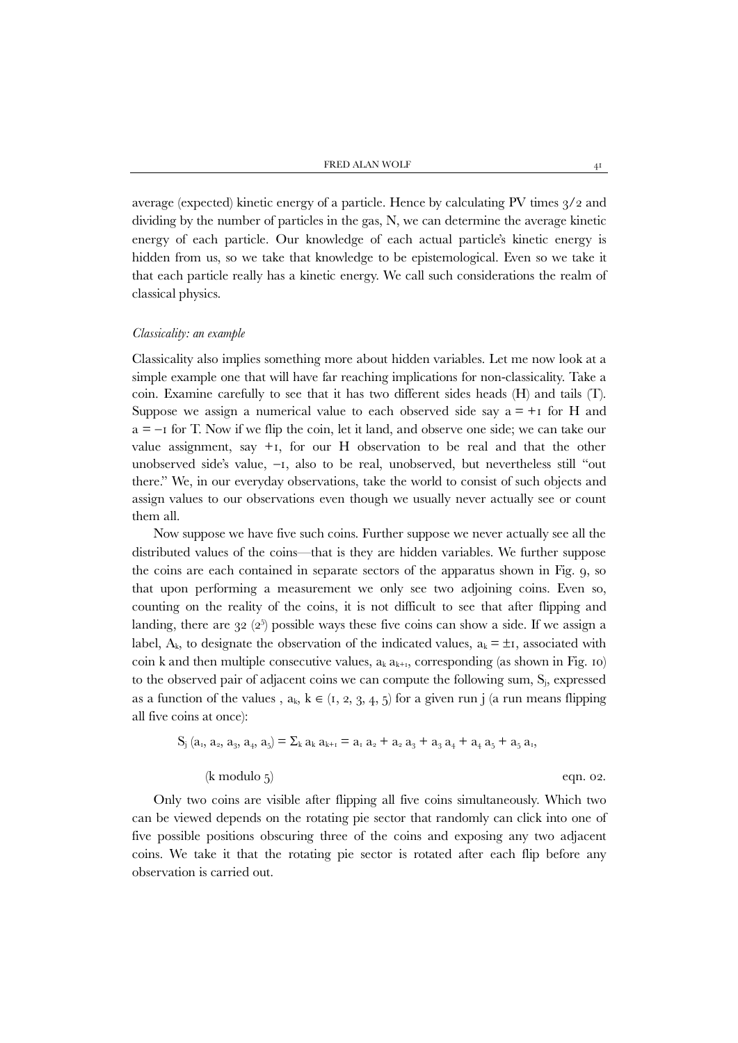average (expected) kinetic energy of a particle. Hence by calculating PV times 3/2 and dividing by the number of particles in the gas, N, we can determine the average kinetic energy of each particle. Our knowledge of each actual particle's kinetic energy is hidden from us, so we take that knowledge to be epistemological. Even so we take it that each particle really has a kinetic energy. We call such considerations the realm of classical physics.

*Classicality: an example*

Classicality also implies something more about hidden variables. Let me now look at a simple example one that will have far reaching implications for non-classicality. Take a coin. Examine carefully to see that it has two different sides heads (H) and tails (T). Suppose we assign a numerical value to each observed side say $a = +1$ for H and $a = -1$ for T. Now if we flip the coin, let it land, and observe one side; we can take our value assignment, say $+1$, for our H observation to be real and that the other unobserved side's value, $-1$, also to be real, unobserved, but nevertheless still "out there." We, in our everyday observations, take the world to consist of such objects and assign values to our observations even though we usually never actually see or count them all.

Now suppose we have five such coins. Further suppose we never actually see all the distributed values of the coins—that is they are hidden variables. We further suppose the coins are each contained in separate sectors of the apparatus shown in Fig. 9, so that upon performing a measurement we only see two adjoining coins. Even so, counting on the reality of the coins, it is not difficult to see that after flipping and landing, there are 32 ($2^5$) possible ways these five coins can show a side. If we assign a label, $A_k$, to designate the observation of the indicated values, $a_k = \pm 1$, associated with coin k and then multiple consecutive values, $a_k\, a_{k+1}$, corresponding (as shown in Fig. 10) to the observed pair of adjacent coins we can compute the following sum, $S_j$, expressed as a function of the values , $a_k$, $k \in (1, 2, 3, 4, 5)$ for a given run j (a run means flipping all five coins at once):

$$S_j\,(a_1, a_2, a_3, a_4, a_5) = \Sigma_k\, a_k\, a_{k+1} = a_1\, a_2 + a_2\, a_3 + a_3\, a_4 + a_4\, a_5 + a_5\, a_1,$$

$$(k \text{ modulo } 5) \qquad \text{eqn. 02.}$$

Only two coins are visible after flipping all five coins simultaneously. Which two can be viewed depends on the rotating pie sector that randomly can click into one of five possible positions obscuring three of the coins and exposing any two adjacent coins. We take it that the rotating pie sector is rotated after each flip before any observation is carried out.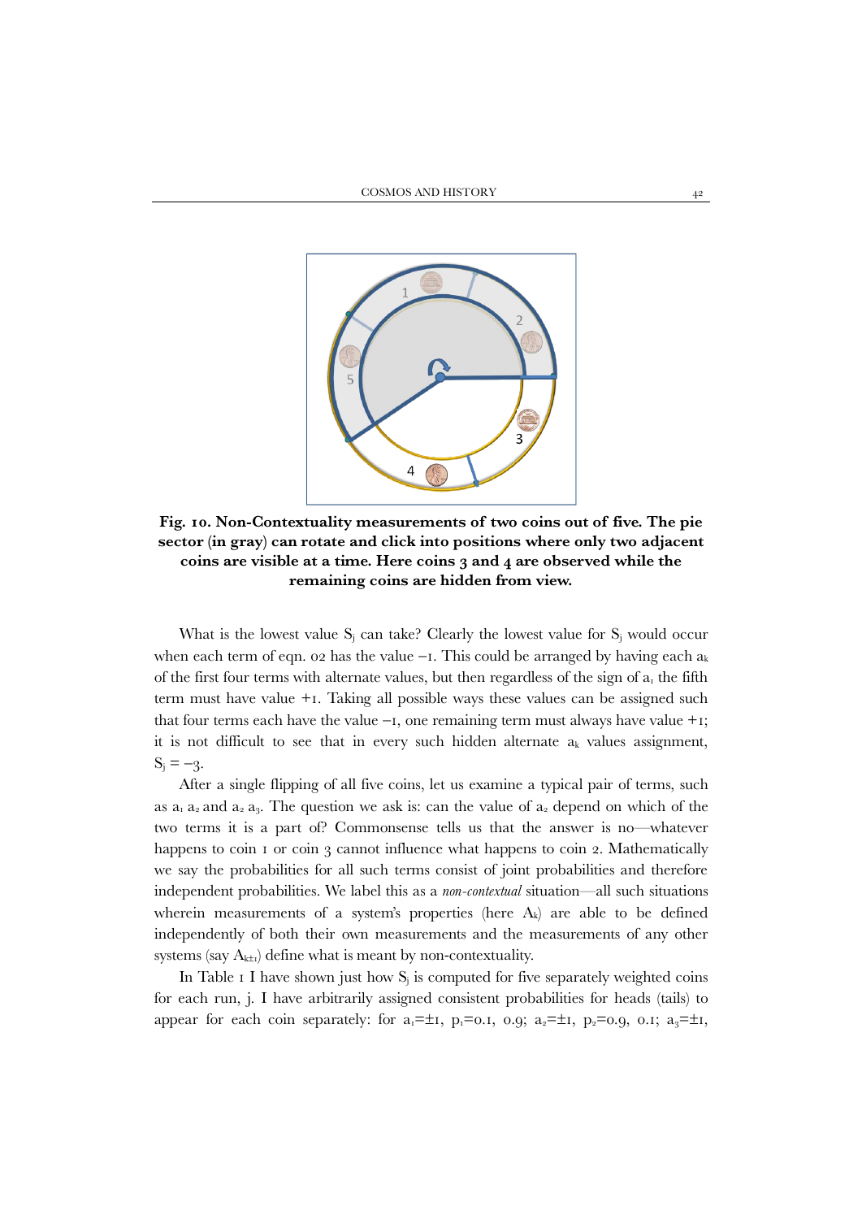**Fig. 10. Non-Contextuality measurements of two coins out of five. The pie sector (in gray) can rotate and click into positions where only two adjacent coins are visible at a time. Here coins 3 and 4 are observed while the remaining coins are hidden from view.**

What is the lowest value $S_j$ can take? Clearly the lowest value for $S_j$ would occur when each term of eqn. 02 has the value −1. This could be arranged by having each $a_k$ of the first four terms with alternate values, but then regardless of the sign of $a_1$ the fifth term must have value +1. Taking all possible ways these values can be assigned such that four terms each have the value −1, one remaining term must always have value +1; it is not difficult to see that in every such hidden alternate $a_k$ values assignment, $S_j = -3$.

After a single flipping of all five coins, let us examine a typical pair of terms, such as $a_1 a_2$ and $a_2 a_3$. The question we ask is: can the value of $a_2$ depend on which of the two terms it is a part of? Commonsense tells us that the answer is no—whatever happens to coin 1 or coin 3 cannot influence what happens to coin 2. Mathematically we say the probabilities for all such terms consist of joint probabilities and therefore independent probabilities. We label this as a *non-contextual* situation—all such situations wherein measurements of a system's properties (here $A_k$) are able to be defined independently of both their own measurements and the measurements of any other systems (say $A_{k\pm1}$) define what is meant by non-contextuality.

In Table 1 I have shown just how $S_j$ is computed for five separately weighted coins for each run, j. I have arbitrarily assigned consistent probabilities for heads (tails) to appear for each coin separately: for $a_1=\pm1$, $p_1=0.1$, 0.9; $a_2=\pm1$, $p_2=0.9$, 0.1; $a_3=\pm1$,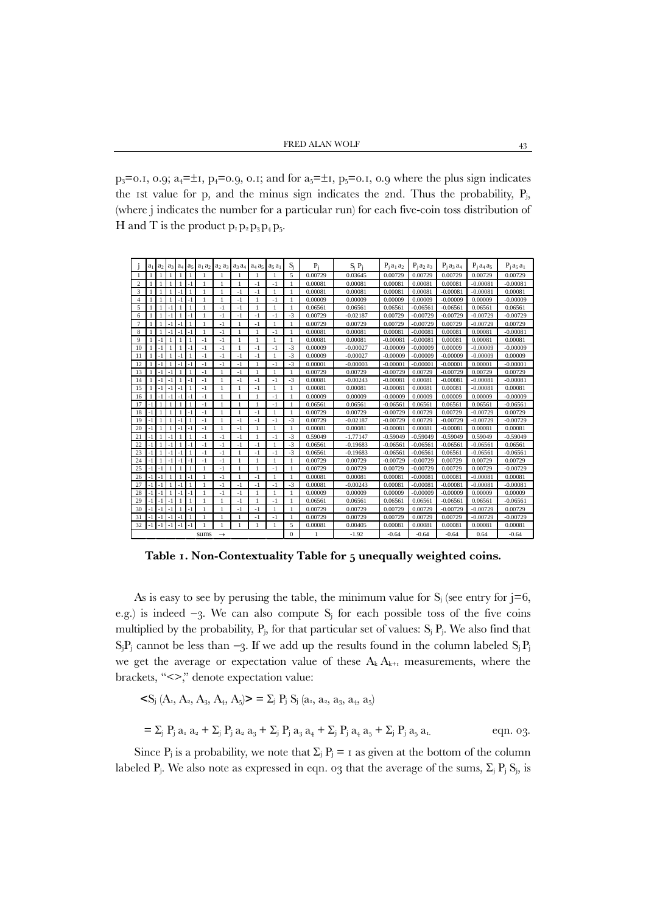$p_3$=0.1, 0.9; $a_4$=±1, $p_4$=0.9, 0.1; and for $a_5$=±1, $p_5$=0.1, 0.9 where the plus sign indicates the 1st value for p, and the minus sign indicates the 2nd. Thus the probability, $P_j$, (where j indicates the number for a particular run) for each five-coin toss distribution of H and T is the product $p_1 p_2 p_3 p_4 p_5$.

| j | $a_1$ | $a_2$ | $a_3$ | $a_4$ | $a_5$ | $a_1 a_2$ | $a_2 a_3$ | $a_3 a_4$ | $a_4 a_5$ | $a_5 a_1$ | $S_j$ | $P_j$ | $S_j P_j$ | $P_j a_1 a_2$ | $P_j a_2 a_3$ | $P_j a_3 a_4$ | $P_j a_4 a_5$ | $P_j a_5 a_1$ |
|---|---|---|---|---|---|---|---|---|---|---|---|---|---|---|---|---|---|---|
| 1 | 1 | 1 | 1 | 1 | 1 | 1 | 1 | 1 | 1 | 1 | 5 | 0.00729 | 0.03645 | 0.00729 | 0.00729 | 0.00729 | 0.00729 | 0.00729 |
| 2 | 1 | 1 | 1 | 1 | -1 | 1 | 1 | 1 | -1 | -1 | 1 | 0.00081 | 0.00081 | 0.00081 | 0.00081 | 0.00081 | -0.00081 | -0.00081 |
| 3 | 1 | 1 | 1 | -1 | 1 | 1 | 1 | -1 | -1 | 1 | 1 | 0.00081 | 0.00081 | 0.00081 | 0.00081 | -0.00081 | -0.00081 | 0.00081 |
| 4 | 1 | 1 | 1 | -1 | -1 | 1 | 1 | -1 | 1 | -1 | 1 | 0.00009 | 0.00009 | 0.00009 | 0.00009 | -0.00009 | 0.00009 | -0.00009 |
| 5 | 1 | 1 | -1 | 1 | 1 | 1 | -1 | -1 | 1 | 1 | 1 | 0.06561 | 0.06561 | 0.06561 | -0.06561 | -0.06561 | 0.06561 | 0.06561 |
| 6 | 1 | 1 | -1 | 1 | -1 | 1 | -1 | -1 | -1 | -1 | -3 | 0.00729 | -0.02187 | 0.00729 | -0.00729 | -0.00729 | -0.00729 | -0.00729 |
| 7 | 1 | 1 | -1 | -1 | 1 | 1 | -1 | 1 | -1 | 1 | 1 | 0.00729 | 0.00729 | 0.00729 | -0.00729 | 0.00729 | -0.00729 | 0.00729 |
| 8 | 1 | 1 | -1 | -1 | -1 | 1 | -1 | 1 | 1 | -1 | 1 | 0.00081 | 0.00081 | 0.00081 | -0.00081 | 0.00081 | 0.00081 | -0.00081 |
| 9 | 1 | -1 | 1 | 1 | 1 | -1 | -1 | 1 | 1 | 1 | 1 | 0.00081 | 0.00081 | -0.00081 | -0.00081 | 0.00081 | 0.00081 | 0.00081 |
| 10 | 1 | -1 | 1 | 1 | -1 | -1 | -1 | 1 | -1 | -1 | -3 | 0.00009 | -0.00027 | -0.00009 | -0.00009 | 0.00009 | -0.00009 | -0.00009 |
| 11 | 1 | -1 | 1 | -1 | 1 | -1 | -1 | -1 | -1 | 1 | -3 | 0.00009 | -0.00027 | -0.00009 | -0.00009 | -0.00009 | -0.00009 | 0.00009 |
| 12 | 1 | -1 | 1 | -1 | -1 | -1 | -1 | -1 | 1 | -1 | -3 | 0.00001 | -0.00003 | -0.00001 | -0.00001 | -0.00001 | 0.00001 | -0.00001 |
| 13 | 1 | -1 | -1 | 1 | 1 | -1 | 1 | -1 | 1 | 1 | 1 | 0.00729 | 0.00729 | -0.00729 | 0.00729 | -0.00729 | 0.00729 | 0.00729 |
| 14 | 1 | -1 | -1 | 1 | -1 | -1 | 1 | -1 | -1 | -1 | -3 | 0.00081 | -0.00243 | -0.00081 | 0.00081 | -0.00081 | -0.00081 | -0.00081 |
| 15 | 1 | -1 | -1 | -1 | 1 | -1 | 1 | 1 | -1 | 1 | 1 | 0.00081 | 0.00081 | -0.00081 | 0.00081 | 0.00081 | -0.00081 | 0.00081 |
| 16 | 1 | -1 | -1 | -1 | -1 | -1 | 1 | 1 | 1 | -1 | 1 | 0.00009 | 0.00009 | -0.00009 | 0.00009 | 0.00009 | 0.00009 | -0.00009 |
| 17 | -1 | 1 | 1 | 1 | 1 | -1 | 1 | 1 | 1 | -1 | 1 | 0.06561 | 0.06561 | -0.06561 | 0.06561 | 0.06561 | 0.06561 | -0.06561 |
| 18 | -1 | 1 | 1 | 1 | -1 | -1 | 1 | 1 | -1 | 1 | 1 | 0.00729 | 0.00729 | -0.00729 | 0.00729 | 0.00729 | -0.00729 | 0.00729 |
| 19 | -1 | 1 | 1 | -1 | 1 | -1 | 1 | -1 | -1 | -1 | -3 | 0.00729 | -0.02187 | -0.00729 | 0.00729 | -0.00729 | -0.00729 | -0.00729 |
| 20 | -1 | 1 | 1 | -1 | -1 | -1 | 1 | -1 | 1 | 1 | 1 | 0.00081 | 0.00081 | -0.00081 | 0.00081 | -0.00081 | 0.00081 | 0.00081 |
| 21 | -1 | 1 | -1 | 1 | 1 | -1 | -1 | -1 | 1 | -1 | -3 | 0.59049 | -1.77147 | -0.59049 | -0.59049 | -0.59049 | 0.59049 | -0.59049 |
| 22 | -1 | 1 | -1 | 1 | -1 | -1 | -1 | -1 | -1 | 1 | -3 | 0.06561 | -0.19683 | -0.06561 | -0.06561 | -0.06561 | -0.06561 | 0.06561 |
| 23 | -1 | 1 | -1 | -1 | 1 | -1 | -1 | 1 | -1 | -1 | -3 | 0.06561 | -0.19683 | -0.06561 | -0.06561 | 0.06561 | -0.06561 | -0.06561 |
| 24 | -1 | 1 | -1 | -1 | -1 | -1 | -1 | 1 | 1 | 1 | 1 | 0.00729 | 0.00729 | -0.00729 | -0.00729 | 0.00729 | 0.00729 | 0.00729 |
| 25 | -1 | -1 | 1 | 1 | 1 | 1 | -1 | 1 | 1 | -1 | 1 | 0.00729 | 0.00729 | 0.00729 | -0.00729 | 0.00729 | 0.00729 | -0.00729 |
| 26 | -1 | -1 | 1 | 1 | -1 | 1 | -1 | 1 | -1 | 1 | 1 | 0.00081 | 0.00081 | 0.00081 | -0.00081 | 0.00081 | -0.00081 | 0.00081 |
| 27 | -1 | -1 | 1 | -1 | 1 | 1 | -1 | -1 | -1 | -1 | -3 | 0.00081 | -0.00243 | 0.00081 | -0.00081 | -0.00081 | -0.00081 | -0.00081 |
| 28 | -1 | -1 | 1 | -1 | -1 | 1 | -1 | -1 | 1 | 1 | 1 | 0.00009 | 0.00009 | 0.00009 | -0.00009 | -0.00009 | 0.00009 | 0.00009 |
| 29 | -1 | -1 | -1 | 1 | 1 | 1 | 1 | -1 | 1 | -1 | 1 | 0.06561 | 0.06561 | 0.06561 | 0.06561 | -0.06561 | 0.06561 | -0.06561 |
| 30 | -1 | -1 | -1 | 1 | -1 | 1 | 1 | -1 | -1 | 1 | 1 | 0.00729 | 0.00729 | 0.00729 | 0.00729 | -0.00729 | -0.00729 | 0.00729 |
| 31 | -1 | -1 | -1 | -1 | 1 | 1 | 1 | 1 | -1 | -1 | 1 | 0.00729 | 0.00729 | 0.00729 | 0.00729 | 0.00729 | -0.00729 | -0.00729 |
| 32 | -1 | -1 | -1 | -1 | -1 | 1 | 1 | 1 | 1 | 1 | 5 | 0.00081 | 0.00405 | 0.00081 | 0.00081 | 0.00081 | 0.00081 | 0.00081 |
| | | | | | | sums | → | | | | 0 | 1 | -1.92 | -0.64 | -0.64 | -0.64 | 0.64 | -0.64 |

**Table 1. Non-Contextuality Table for 5 unequally weighted coins.**

As is easy to see by perusing the table, the minimum value for $S_j$ (see entry for j=6, e.g.) is indeed −3. We can also compute $S_j$ for each possible toss of the five coins multiplied by the probability, $P_j$, for that particular set of values: $S_j P_j$. We also find that $S_j P_j$ cannot be less than −3. If we add up the results found in the column labeled $S_j P_j$ we get the average or expectation value of these $A_k A_{k+1}$ measurements, where the brackets, "<>," denote expectation value:

$$<S_j (A_1, A_2, A_3, A_4, A_5)> = \Sigma_j P_j S_j (a_1, a_2, a_3, a_4, a_5)$$

$$= \Sigma_j P_j a_1 a_2 + \Sigma_j P_j a_2 a_3 + \Sigma_j P_j a_3 a_4 + \Sigma_j P_j a_4 a_5 + \Sigma_j P_j a_5 a_1. \qquad \text{eqn. 03.}$$

Since $P_j$ is a probability, we note that $\Sigma_j P_j = 1$ as given at the bottom of the column labeled $P_j$. We also note as expressed in eqn. 03 that the average of the sums, $\Sigma_j P_j S_j$, is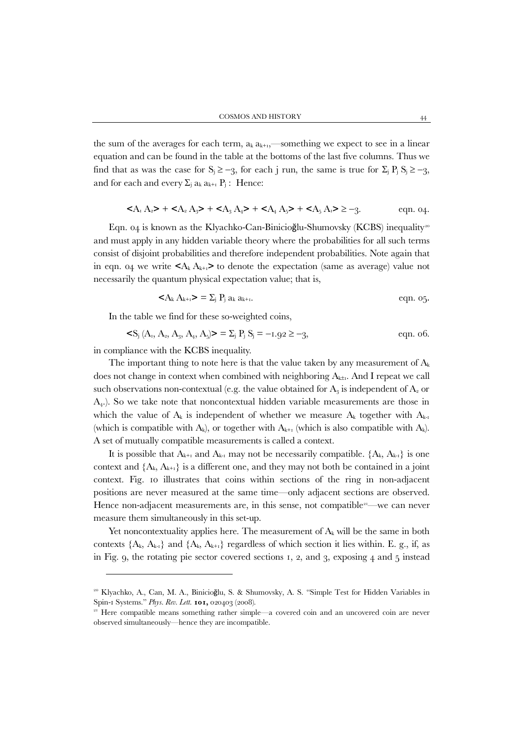the sum of the averages for each term, $a_k a_{k+1}$,—something we expect to see in a linear equation and can be found in the table at the bottoms of the last five columns. Thus we find that as was the case for $S_j \geq -3$, for each j run, the same is true for $\Sigma_j P_j S_j \geq -3$, and for each and every $\Sigma_j a_k a_{k+1} P_j$ : Hence:

$$<A_1 A_2> + <A_2 A_3> + <A_3 A_4> + <A_4 A_5> + <A_5 A_1> \geq -3. \qquad \text{eqn. 04.}$$

Eqn. 04 is known as the Klyachko-Can-Binicioğlu-Shumovsky (KCBS) inequality[20] and must apply in any hidden variable theory where the probabilities for all such terms consist of disjoint probabilities and therefore independent probabilities. Note again that in eqn. 04 we write $<A_k A_{k+1}>$ to denote the expectation (same as average) value not necessarily the quantum physical expectation value; that is,

$$<A_k A_{k+1}> = \Sigma_j P_j a_k a_{k+1}. \qquad \text{eqn. 05.}$$

In the table we find for these so-weighted coins,

$$<S_j (A_1, A_2, A_3, A_4, A_5)> = \Sigma_j P_j S_j = -1.92 \geq -3, \qquad \text{eqn. 06.}$$

in compliance with the KCBS inequality.

The important thing to note here is that the value taken by any measurement of $A_k$ does not change in context when combined with neighboring $A_{k\pm1}$. And I repeat we call such observations non-contextual (e.g. the value obtained for $A_3$ is independent of $A_2$ or $A_4$.). So we take note that noncontextual hidden variable measurements are those in which the value of $A_k$ is independent of whether we measure $A_k$ together with $A_{k-1}$ (which is compatible with $A_k$), or together with $A_{k+1}$ (which is also compatible with $A_k$). A set of mutually compatible measurements is called a context.

It is possible that $A_{k+1}$ and $A_{k-1}$ may not be necessarily compatible. $\{A_k, A_{k-1}\}$ is one context and $\{A_k, A_{k+1}\}$ is a different one, and they may not both be contained in a joint context. Fig. 10 illustrates that coins within sections of the ring in non-adjacent positions are never measured at the same time—only adjacent sections are observed. Hence non-adjacent measurements are, in this sense, not compatible[21]—we can never measure them simultaneously in this set-up.

Yet noncontextuality applies here. The measurement of $A_k$ will be the same in both contexts $\{A_k, A_{k-1}\}$ and $\{A_k, A_{k+1}\}$ regardless of which section it lies within. E. g., if, as in Fig. 9, the rotating pie sector covered sections 1, 2, and 3, exposing 4 and 5 instead

---

[20] Klyachko, A., Can, M. A., Binicioğlu, S. & Shumovsky, A. S. "Simple Test for Hidden Variables in Spin-1 Systems." *Phys. Rev. Lett.* **101,** 020403 (2008).

[21] Here compatible means something rather simple—a covered coin and an uncovered coin are never observed simultaneously—hence they are incompatible.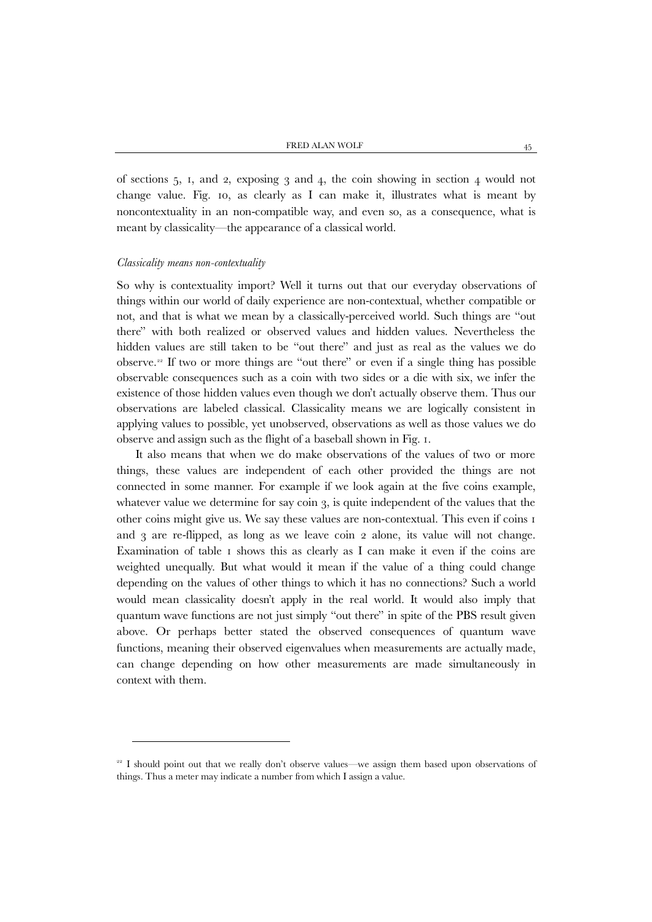of sections 5, 1, and 2, exposing 3 and 4, the coin showing in section 4 would not change value. Fig. 10, as clearly as I can make it, illustrates what is meant by noncontextuality in an non-compatible way, and even so, as a consequence, what is meant by classicality—the appearance of a classical world.

*Classicality means non-contextuality*

So why is contextuality import? Well it turns out that our everyday observations of things within our world of daily experience are non-contextual, whether compatible or not, and that is what we mean by a classically-perceived world. Such things are "out there" with both realized or observed values and hidden values. Nevertheless the hidden values are still taken to be "out there" and just as real as the values we do observe.[22] If two or more things are "out there" or even if a single thing has possible observable consequences such as a coin with two sides or a die with six, we infer the existence of those hidden values even though we don't actually observe them. Thus our observations are labeled classical. Classicality means we are logically consistent in applying values to possible, yet unobserved, observations as well as those values we do observe and assign such as the flight of a baseball shown in Fig. 1.

It also means that when we do make observations of the values of two or more things, these values are independent of each other provided the things are not connected in some manner. For example if we look again at the five coins example, whatever value we determine for say coin 3, is quite independent of the values that the other coins might give us. We say these values are non-contextual. This even if coins 1 and 3 are re-flipped, as long as we leave coin 2 alone, its value will not change. Examination of table 1 shows this as clearly as I can make it even if the coins are weighted unequally. But what would it mean if the value of a thing could change depending on the values of other things to which it has no connections? Such a world would mean classicality doesn't apply in the real world. It would also imply that quantum wave functions are not just simply "out there" in spite of the PBS result given above. Or perhaps better stated the observed consequences of quantum wave functions, meaning their observed eigenvalues when measurements are actually made, can change depending on how other measurements are made simultaneously in context with them.

---

[22] I should point out that we really don't observe values—we assign them based upon observations of things. Thus a meter may indicate a number from which I assign a value.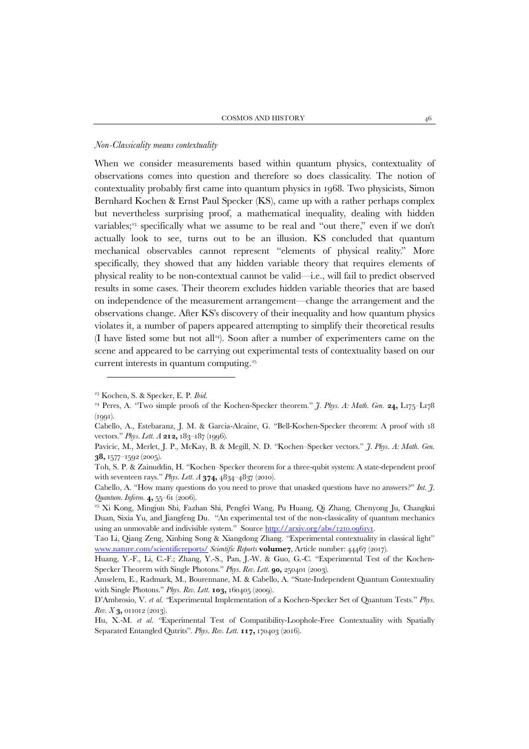*Non-Classicality means contextuality*

When we consider measurements based within quantum physics, contextuality of observations comes into question and therefore so does classicality. The notion of contextuality probably first came into quantum physics in 1968. Two physicists, Simon Bernhard Kochen & Ernst Paul Specker (KS), came up with a rather perhaps complex but nevertheless surprising proof, a mathematical inequality, dealing with hidden variables;[23] specifically what we assume to be real and "out there," even if we don't actually look to see, turns out to be an illusion. KS concluded that quantum mechanical observables cannot represent "elements of physical reality." More specifically, they showed that any hidden variable theory that requires elements of physical reality to be non-contextual cannot be valid—i.e., will fail to predict observed results in some cases. Their theorem excludes hidden variable theories that are based on independence of the measurement arrangement—change the arrangement and the observations change. After KS's discovery of their inequality and how quantum physics violates it, a number of papers appeared attempting to simplify their theoretical results (I have listed some but not all[24]). Soon after a number of experimenters came on the scene and appeared to be carrying out experimental tests of contextuality based on our current interests in quantum computing.[25]

---

[23] Kochen, S. & Specker, E. P. *Ibid.*

[24] Peres, A. "Two simple proofs of the Kochen-Specker theorem." *J. Phys. A: Math. Gen.* **24,** L175–L178 (1991).

Cabello, A., Estebaranz, J. M. & Garcia-Alcaine, G. "Bell-Kochen-Specker theorem: A proof with 18 vectors." *Phys. Lett. A* **212,** 183–187 (1996).

Pavicic, M., Merlet, J. P., McKay, B. & Megill, N. D. "Kochen–Specker vectors." *J. Phys. A: Math. Gen.* **38,** 1577–1592 (2005).

Toh, S. P. & Zainuddin, H. "Kochen–Specker theorem for a three-qubit system: A state-dependent proof with seventeen rays." *Phys. Lett. A* **374,** 4834–4837 (2010).

Cabello, A. "How many questions do you need to prove that unasked questions have no answers?" *Int. J. Quantum. Inform.* **4,** 55–61 (2006).

[25] Xi Kong, Mingjun Shi, Fazhan Shi, Pengfei Wang, Pu Huang, Qi Zhang, Chenyong Ju, Changkui Duan, Sixia Yu, and Jiangfeng Du. "An experimental test of the non-classicality of quantum mechanics using an unmovable and indivisible system." Source http://arxiv.org/abs/1210.0961v1.

Tao Li, Qiang Zeng, Xinbing Song & Xiangdong Zhang. "Experimental contextuality in classical light" www.nature.com/scientificreports/ *Scientific Reports* **volume7**, Article number: 44467 (2017).

Huang, Y.-F., Li, C.-F.; Zhang, Y.-S., Pan, J.-W. & Guo, G.-C. "Experimental Test of the Kochen-Specker Theorem with Single Photons." *Phys. Rev. Lett.* **90,** 250401 (2003).

Amselem, E., Radmark, M., Bourennane, M. & Cabello, A. "State-Independent Quantum Contextuality with Single Photons." *Phys. Rev. Lett.* **103,** 160405 (2009).

D'Ambrosio, V. *et al.* "Experimental Implementation of a Kochen-Specker Set of Quantum Tests." *Phys. Rev. X* **3,** 011012 (2013).

Hu, X.-M. *et al.* "Experimental Test of Compatibility-Loophole-Free Contextuality with Spatially Separated Entangled Qutrits". *Phys. Rev. Lett.* **117,** 170403 (2016).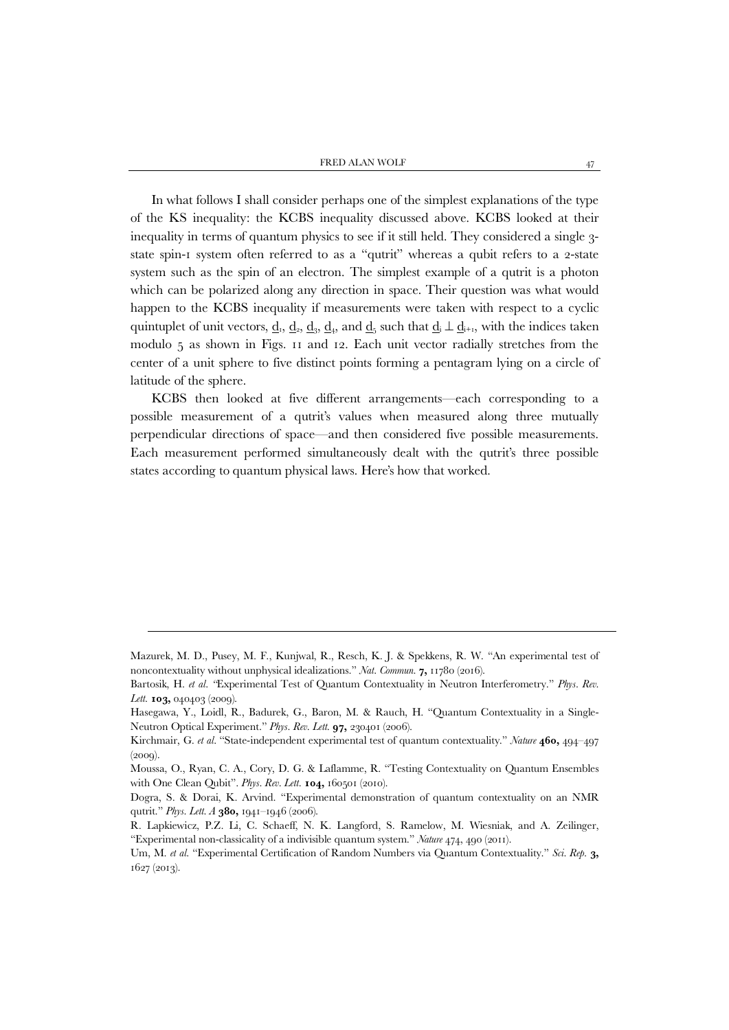In what follows I shall consider perhaps one of the simplest explanations of the type of the KS inequality: the KCBS inequality discussed above. KCBS looked at their inequality in terms of quantum physics to see if it still held. They considered a single 3-state spin-1 system often referred to as a "qutrit" whereas a qubit refers to a 2-state system such as the spin of an electron. The simplest example of a qutrit is a photon which can be polarized along any direction in space. Their question was what would happen to the KCBS inequality if measurements were taken with respect to a cyclic quintuplet of unit vectors, $\underline{d}_1$, $\underline{d}_2$, $\underline{d}_3$, $\underline{d}_4$, and $\underline{d}_5$ such that $\underline{d}_i \perp \underline{d}_{i+1}$, with the indices taken modulo 5 as shown in Figs. 11 and 12. Each unit vector radially stretches from the center of a unit sphere to five distinct points forming a pentagram lying on a circle of latitude of the sphere.

KCBS then looked at five different arrangements—each corresponding to a possible measurement of a qutrit's values when measured along three mutually perpendicular directions of space—and then considered five possible measurements. Each measurement performed simultaneously dealt with the qutrit's three possible states according to quantum physical laws. Here's how that worked.

---

Mazurek, M. D., Pusey, M. F., Kunjwal, R., Resch, K. J. & Spekkens, R. W. "An experimental test of noncontextuality without unphysical idealizations." *Nat. Commun.* **7,** 11780 (2016).

Bartosik, H. *et al.* "Experimental Test of Quantum Contextuality in Neutron Interferometry." *Phys. Rev. Lett.* **103,** 040403 (2009).

Hasegawa, Y., Loidl, R., Badurek, G., Baron, M. & Rauch, H. "Quantum Contextuality in a Single-Neutron Optical Experiment." *Phys. Rev. Lett.* **97,** 230401 (2006).

Kirchmair, G. *et al.* "State-independent experimental test of quantum contextuality." *Nature* **460,** 494–497 (2009).

Moussa, O., Ryan, C. A., Cory, D. G. & Laflamme, R. "Testing Contextuality on Quantum Ensembles with One Clean Qubit". *Phys. Rev. Lett.* **104,** 160501 (2010).

Dogra, S. & Dorai, K. Arvind. "Experimental demonstration of quantum contextuality on an NMR qutrit." *Phys. Lett. A* **380,** 1941–1946 (2006).

R. Lapkiewicz, P.Z. Li, C. Schaeff, N. K. Langford, S. Ramelow, M. Wiesniak, and A. Zeilinger, "Experimental non-classicality of a indivisible quantum system." *Nature* 474, 490 (2011).

Um, M. *et al.* "Experimental Certification of Random Numbers via Quantum Contextuality." *Sci. Rep.* **3,** 1627 (2013).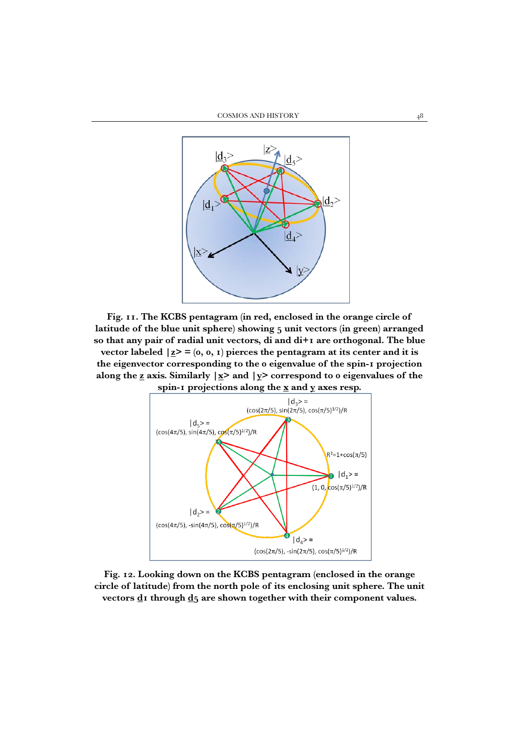**Fig. 11. The KCBS pentagram (in red, enclosed in the orange circle of latitude of the blue unit sphere) showing 5 unit vectors (in green) arranged so that any pair of radial unit vectors, di and di+1 are orthogonal. The blue vector labeled $|\underline{z}\rangle = (0, 0, 1)$ pierces the pentagram at its center and it is the eigenvector corresponding to the 0 eigenvalue of the spin-1 projection along the $\underline{z}$ axis. Similarly $|\underline{x}\rangle$ and $|\underline{y}\rangle$ correspond to 0 eigenvalues of the spin-1 projections along the $\underline{x}$ and $\underline{y}$ axes resp.**

**Fig. 12. Looking down on the KCBS pentagram (enclosed in the orange circle of latitude) from the north pole of its enclosing unit sphere. The unit vectors $\underline{d}_1$ through $\underline{d}_5$ are shown together with their component values.**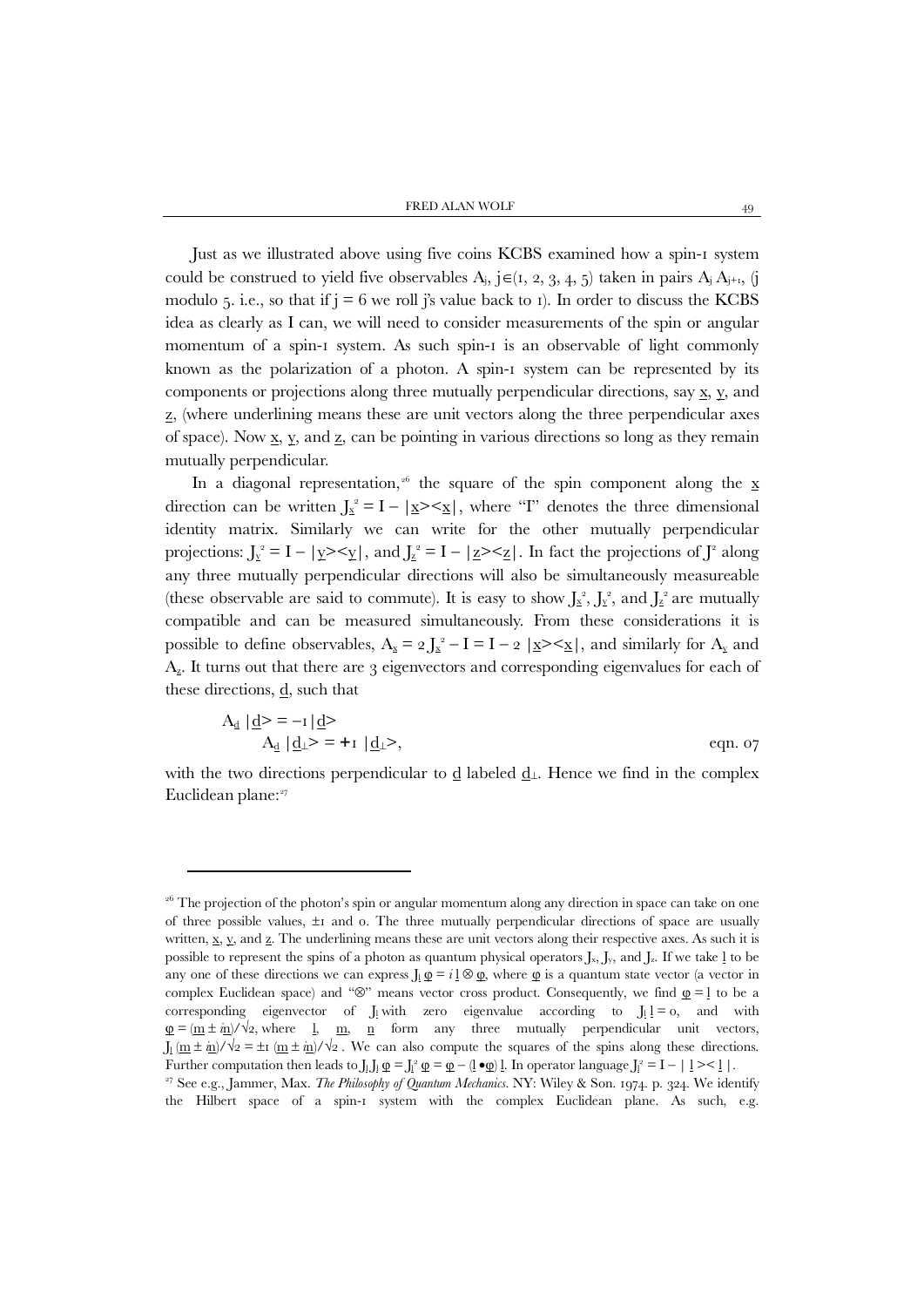Just as we illustrated above using five coins KCBS examined how a spin-1 system could be construed to yield five observables $A_j$, $j \in (1, 2, 3, 4, 5)$ taken in pairs $A_j A_{j+1}$, (j modulo 5. i.e., so that if j = 6 we roll j's value back to 1). In order to discuss the KCBS idea as clearly as I can, we will need to consider measurements of the spin or angular momentum of a spin-1 system. As such spin-1 is an observable of light commonly known as the polarization of a photon. A spin-1 system can be represented by its components or projections along three mutually perpendicular directions, say $\underline{x}$, $\underline{y}$, and $\underline{z}$, (where underlining means these are unit vectors along the three perpendicular axes of space). Now $\underline{x}$, $\underline{y}$, and $\underline{z}$, can be pointing in various directions so long as they remain mutually perpendicular.

In a diagonal representation,[26] the square of the spin component along the $\underline{x}$ direction can be written $J_{\underline{x}}^2 = I - |\underline{x}\rangle\langle\underline{x}|$, where "I" denotes the three dimensional identity matrix. Similarly we can write for the other mutually perpendicular projections: $J_{\underline{y}}^2 = I - |\underline{y}\rangle\langle\underline{y}|$, and $J_{\underline{z}}^2 = I - |\underline{z}\rangle\langle\underline{z}|$. In fact the projections of $J^2$ along any three mutually perpendicular directions will also be simultaneously measureable (these observable are said to commute). It is easy to show $J_{\underline{x}}^2$, $J_{\underline{y}}^2$, and $J_{\underline{z}}^2$ are mutually compatible and can be measured simultaneously. From these considerations it is possible to define observables, $A_{\underline{x}} = 2\,J_{\underline{x}}^2 - I = I - 2\,|\underline{x}\rangle\langle\underline{x}|$, and similarly for $A_{\underline{y}}$ and $A_{\underline{z}}$. It turns out that there are 3 eigenvectors and corresponding eigenvalues for each of these directions, $\underline{d}$, such that

$$
\begin{aligned}
A_{\underline{d}}\,|\underline{d}\rangle &= -1\,|\underline{d}\rangle \\
A_{\underline{d}}\,|\underline{d}_\perp\rangle &= +1\,|\underline{d}_\perp\rangle,
\end{aligned}
\qquad \text{eqn. 07}
$$

with the two directions perpendicular to $\underline{d}$ labeled $\underline{d}_\perp$. Hence we find in the complex Euclidean plane:[27]

---

[26] The projection of the photon's spin or angular momentum along any direction in space can take on one of three possible values, ±1 and 0. The three mutually perpendicular directions of space are usually written, $\underline{x}$, $\underline{y}$, and $\underline{z}$. The underlining means these are unit vectors along their respective axes. As such it is possible to represent the spins of a photon as quantum physical operators $J_x$, $J_y$, and $J_z$. If we take $\underline{l}$ to be any one of these directions we can express $J_l\,\underline{\varphi} = i\,\underline{l} \otimes \underline{\varphi}$, where $\underline{\varphi}$ is a quantum state vector (a vector in complex Euclidean space) and "⊗" means vector cross product. Consequently, we find $\underline{\varphi} = \underline{l}$ to be a corresponding eigenvector of $J_l$ with zero eigenvalue according to $J_l\,\underline{l} = 0$, and with $\underline{\varphi} = (\underline{m} \pm i\underline{n})/\sqrt{2}$, where $\underline{l}$, $\underline{m}$, $\underline{n}$ form any three mutually perpendicular unit vectors, $J_l\,(\underline{m} \pm i\underline{n})/\sqrt{2} = \pm 1\,(\underline{m} \pm i\underline{n})/\sqrt{2}$. We can also compute the squares of the spins along these directions. Further computation then leads to $J_l J_l\,\underline{\varphi} = J_l^2\,\underline{\varphi} = \underline{\varphi} - (\underline{l} \bullet \underline{\varphi})\,\underline{l}$. In operator language $J_l^2 = I - |\,\underline{l}\,\rangle\langle\,\underline{l}\,|$.

[27] See e.g., Jammer, Max. *The Philosophy of Quantum Mechanics*. NY: Wiley & Son. 1974. p. 324. We identify the Hilbert space of a spin-1 system with the complex Euclidean plane. As such, e.g.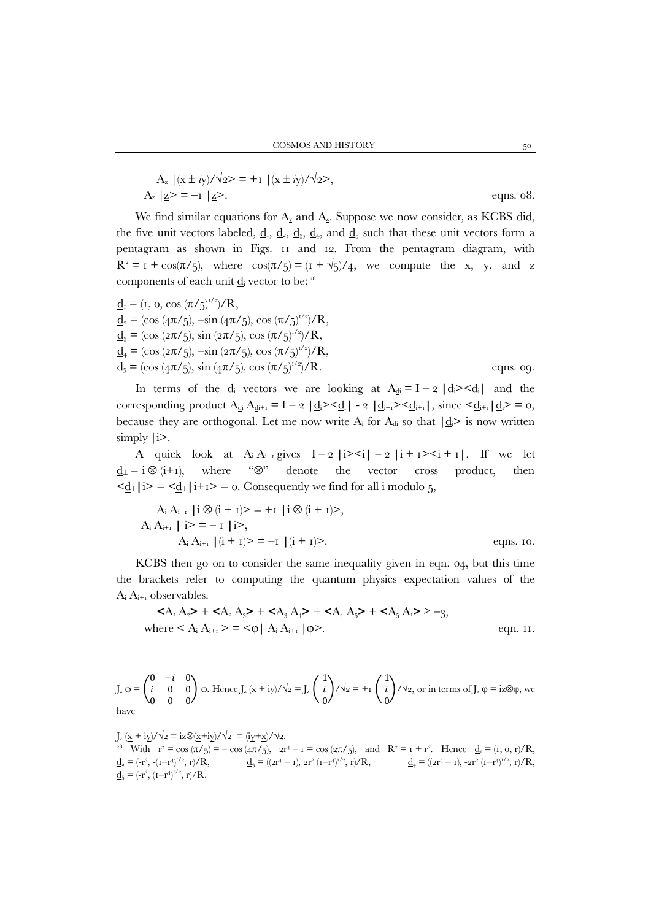$$A_{\underline{z}}\ |(\underline{x} \pm i\underline{y})/\sqrt{2}\rangle = +1\ |(\underline{x} \pm i\underline{y})/\sqrt{2}\rangle,$$
$$A_{\underline{z}}\ |\underline{z}\rangle = -1\ |\underline{z}\rangle. \qquad \text{eqns. 08.}$$

We find similar equations for $A_{\underline{y}}$ and $A_{\underline{z}}$. Suppose we now consider, as KCBS did, the five unit vectors labeled, $\underline{d}_1$, $\underline{d}_2$, $\underline{d}_3$, $\underline{d}_4$, and $\underline{d}_5$ such that these unit vectors form a pentagram as shown in Figs. 11 and 12. From the pentagram diagram, with $R^2 = 1 + \cos(\pi/5)$, where $\cos(\pi/5) = (1 + \sqrt{5})/4$, we compute the $\underline{x}$, $\underline{y}$, and $\underline{z}$ components of each unit $\underline{d}_i$ vector to be: [28]

$$\underline{d}_1 = (1, 0, \cos(\pi/5)^{1/2})/R,$$
$$\underline{d}_2 = (\cos(4\pi/5), -\sin(4\pi/5), \cos(\pi/5)^{1/2})/R,$$
$$\underline{d}_3 = (\cos(2\pi/5), \sin(2\pi/5), \cos(\pi/5)^{1/2})/R,$$
$$\underline{d}_4 = (\cos(2\pi/5), -\sin(2\pi/5), \cos(\pi/5)^{1/2})/R,$$
$$\underline{d}_5 = (\cos(4\pi/5), \sin(4\pi/5), \cos(\pi/5)^{1/2})/R. \qquad \text{eqns. 09.}$$

In terms of the $\underline{d}_i$ vectors we are looking at $A_{\underline{d}i} = I - 2\ |\underline{d}_i\rangle\langle\underline{d}_i|$ and the corresponding product $A_{\underline{d}i} A_{\underline{d}i+1} = I - 2\ |\underline{d}_i\rangle\langle\underline{d}_i| - 2\ |\underline{d}_{i+1}\rangle\langle\underline{d}_{i+1}|$, since $\langle\underline{d}_{i+1}|\underline{d}_i\rangle = 0$, because they are orthogonal. Let me now write $A_i$ for $A_{\underline{d}i}$ so that $|\underline{d}_i\rangle$ is now written simply $|i\rangle$.

A quick look at $A_i A_{i+1}$ gives $I - 2\ |i\rangle\langle i| - 2\ |i+1\rangle\langle i+1|$. If we let $\underline{d}_\perp = i \otimes (i+1)$, where "$\otimes$" denote the vector cross product, then $\langle\underline{d}_\perp|i\rangle = \langle\underline{d}_\perp|i+1\rangle = 0$. Consequently we find for all i modulo 5,

$$A_i A_{i+1}\ |i \otimes (i+1)\rangle = +1\ |i \otimes (i+1)\rangle,$$
$$A_i A_{i+1}\ |\ i\rangle = -1\ |i\rangle,$$
$$A_i A_{i+1}\ |(i+1)\rangle = -1\ |(i+1)\rangle. \qquad \text{eqns. 10.}$$

KCBS then go on to consider the same inequality given in eqn. 04, but this time the brackets refer to computing the quantum physics expectation values of the $A_i A_{i+1}$ observables.

$$\langle A_1 A_2\rangle + \langle A_2 A_3\rangle + \langle A_3 A_4\rangle + \langle A_4 A_5\rangle + \langle A_5 A_1\rangle \geq -3,$$
$$\text{where } \langle A_i A_{i+1}\rangle = \langle\underline{\varphi}|\ A_i A_{i+1}\ |\underline{\varphi}\rangle. \qquad \text{eqn. 11.}$$

---

$J_z\ \underline{\varphi} = \begin{pmatrix} 0 & -i & 0 \\ i & 0 & 0 \\ 0 & 0 & 0 \end{pmatrix} \underline{\varphi}$. Hence $J_z\ (\underline{x} + i\underline{y})/\sqrt{2} = J_z \begin{pmatrix} 1 \\ i \\ 0 \end{pmatrix}/\sqrt{2} = +1 \begin{pmatrix} 1 \\ i \\ 0 \end{pmatrix}/\sqrt{2}$, or in terms of $J_z\ \underline{\varphi} = i\underline{z}\otimes\underline{\varphi}$, we have

$J_z\ (\underline{x} + i\underline{y})/\sqrt{2} = i\underline{z}\otimes(\underline{x}+i\underline{y})/\sqrt{2} = (i\underline{y}+\underline{x})/\sqrt{2}$.

[28] With $r^2 = \cos(\pi/5) = -\cos(4\pi/5)$, $2r^4 - 1 = \cos(2\pi/5)$, and $R^2 = 1 + r^2$. Hence $\underline{d}_1 = (1, 0, r)/R$, $\underline{d}_2 = (-r^2, -(1-r^4)^{1/2}, r)/R$, $\underline{d}_3 = ((2r^4 - 1), 2r^2(1-r^4)^{1/2}, r)/R$, $\underline{d}_4 = ((2r^4 - 1), -2r^2(1-r^4)^{1/2}, r)/R$, $\underline{d}_5 = (-r^2, (1-r^4)^{1/2}, r)/R$.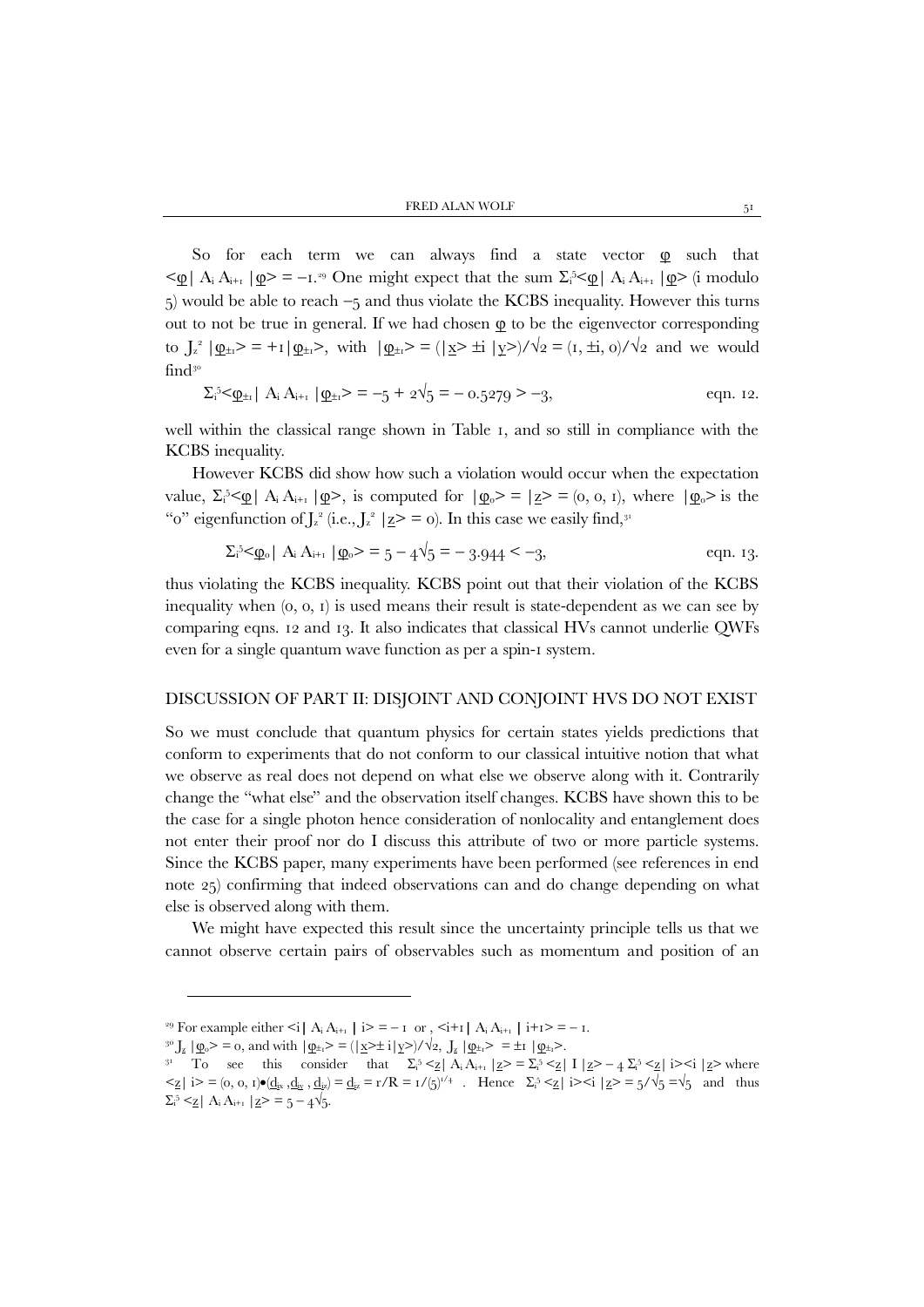So for each term we can always find a state vector $\underline{\varphi}$ such that $<\underline{\varphi}|\, A_i A_{i+1}\, |\underline{\varphi}> = -1$.[29] One might expect that the sum $\Sigma_i^5<\underline{\varphi}|\, A_i A_{i+1}\, |\underline{\varphi}>$ (i modulo 5) would be able to reach $-5$ and thus violate the KCBS inequality. However this turns out to not be true in general. If we had chosen $\underline{\varphi}$ to be the eigenvector corresponding to $J_z^2\, |\underline{\varphi}_{\pm 1}> = +1|\underline{\varphi}_{\pm 1}>$, with $|\underline{\varphi}_{\pm 1}> = (|\underline{x}> \pm i\, |\underline{y}>)/\sqrt{2} = (1, \pm i, 0)/\sqrt{2}$ and we would find[30]

$$\Sigma_i^5<\underline{\varphi}_{\pm 1}|\, A_i A_{i+1}\, |\underline{\varphi}_{\pm 1}> = -5 + 2\sqrt{5} = -\,0.5279 > -3, \qquad \text{eqn. 12.}$$

well within the classical range shown in Table 1, and so still in compliance with the KCBS inequality.

However KCBS did show how such a violation would occur when the expectation value, $\Sigma_i^5<\underline{\varphi}|\, A_i A_{i+1}\, |\underline{\varphi}>$, is computed for $|\underline{\varphi}_0> = |\underline{z}> = (0, 0, 1)$, where $|\underline{\varphi}_0>$ is the "0" eigenfunction of $J_z^2$ (i.e., $J_z^2\, |\underline{z}> = 0$). In this case we easily find,[31]

$$\Sigma_i^5<\underline{\varphi}_0|\, A_i A_{i+1}\, |\underline{\varphi}_0> = 5 - 4\sqrt{5} = -\,3.944 < -3, \qquad \text{eqn. 13.}$$

thus violating the KCBS inequality. KCBS point out that their violation of the KCBS inequality when (0, 0, 1) is used means their result is state-dependent as we can see by comparing eqns. 12 and 13. It also indicates that classical HVs cannot underlie QWFs even for a single quantum wave function as per a spin-1 system.

## DISCUSSION OF PART II: DISJOINT AND CONJOINT HVS DO NOT EXIST

So we must conclude that quantum physics for certain states yields predictions that conform to experiments that do not conform to our classical intuitive notion that what we observe as real does not depend on what else we observe along with it. Contrarily change the "what else" and the observation itself changes. KCBS have shown this to be the case for a single photon hence consideration of nonlocality and entanglement does not enter their proof nor do I discuss this attribute of two or more particle systems. Since the KCBS paper, many experiments have been performed (see references in end note 25) confirming that indeed observations can and do change depending on what else is observed along with them.

We might have expected this result since the uncertainty principle tells us that we cannot observe certain pairs of observables such as momentum and position of an

---

[29] For example either $<i|\, A_i A_{i+1}\, |\, i> = -1$ or , $<i+1|\, A_i A_{i+1}\, |\, i+1> = -1$.

[30] $J_z\, |\underline{\varphi}_0> = 0$, and with $|\underline{\varphi}_{\pm 1}> = (|\underline{x}> \pm i|\underline{y}>)/\sqrt{2}$, $J_z\, |\underline{\varphi}_{\pm 1}> = \pm 1\, |\underline{\varphi}_{\pm 1}>$.

[31] To see this consider that $\Sigma_i^5 <\underline{z}|\, A_i A_{i+1}\, |\underline{z}> = \Sigma_i^5 <\underline{z}|\, I\, |\underline{z}> - 4\, \Sigma_i^5 <\underline{z}|\, i><i\, |\underline{z}>$ where $<\underline{z}|\, i> = (0, 0, 1)\bullet(\underline{d}_{ix}, \underline{d}_{iy}, \underline{d}_{iz}) = \underline{d}_{iz} = r/R = 1/(5)^{1/4}$ . Hence $\Sigma_i^5 <\underline{z}|\, i><i\, |\underline{z}> = 5/\sqrt{5} = \sqrt{5}$ and thus $\Sigma_i^5 <\underline{z}|\, A_i A_{i+1}\, |\underline{z}> = 5 - 4\sqrt{5}$.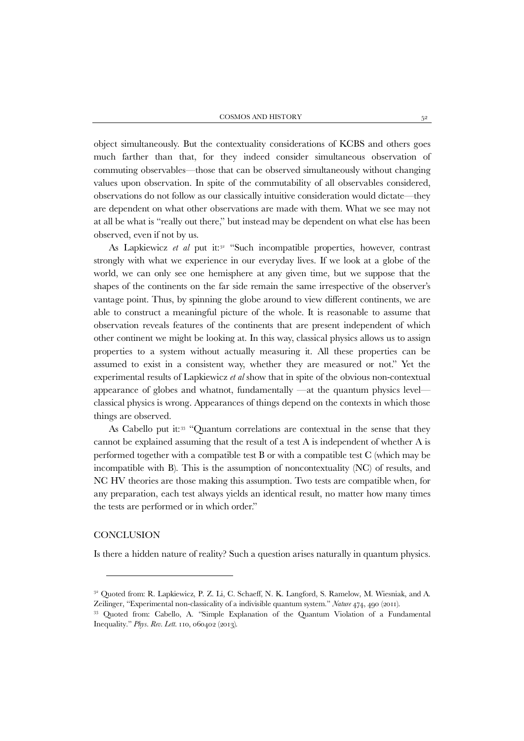object simultaneously. But the contextuality considerations of KCBS and others goes much farther than that, for they indeed consider simultaneous observation of commuting observables—those that can be observed simultaneously without changing values upon observation. In spite of the commutability of all observables considered, observations do not follow as our classically intuitive consideration would dictate—they are dependent on what other observations are made with them. What we see may not at all be what is "really out there," but instead may be dependent on what else has been observed, even if not by us.

As Lapkiewicz *et al* put it:[32] "Such incompatible properties, however, contrast strongly with what we experience in our everyday lives. If we look at a globe of the world, we can only see one hemisphere at any given time, but we suppose that the shapes of the continents on the far side remain the same irrespective of the observer's vantage point. Thus, by spinning the globe around to view different continents, we are able to construct a meaningful picture of the whole. It is reasonable to assume that observation reveals features of the continents that are present independent of which other continent we might be looking at. In this way, classical physics allows us to assign properties to a system without actually measuring it. All these properties can be assumed to exist in a consistent way, whether they are measured or not." Yet the experimental results of Lapkiewicz *et al* show that in spite of the obvious non-contextual appearance of globes and whatnot, fundamentally —at the quantum physics level— classical physics is wrong. Appearances of things depend on the contexts in which those things are observed.

As Cabello put it:[33] "Quantum correlations are contextual in the sense that they cannot be explained assuming that the result of a test A is independent of whether A is performed together with a compatible test B or with a compatible test C (which may be incompatible with B). This is the assumption of noncontextuality (NC) of results, and NC HV theories are those making this assumption. Two tests are compatible when, for any preparation, each test always yields an identical result, no matter how many times the tests are performed or in which order."

## CONCLUSION

Is there a hidden nature of reality? Such a question arises naturally in quantum physics.

---

[32] Quoted from: R. Lapkiewicz, P. Z. Li, C. Schaeff, N. K. Langford, S. Ramelow, M. Wiesniak, and A. Zeilinger, "Experimental non-classicality of a indivisible quantum system." *Nature* 474, 490 (2011).

[33] Quoted from: Cabello, A. "Simple Explanation of the Quantum Violation of a Fundamental Inequality." *Phys. Rev. Lett.* 110, 060402 (2013).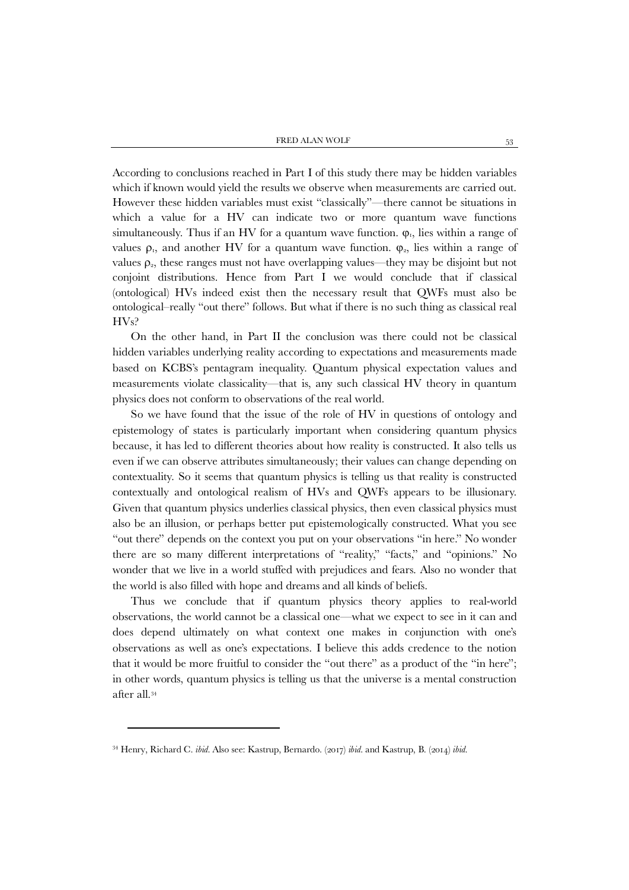According to conclusions reached in Part I of this study there may be hidden variables which if known would yield the results we observe when measurements are carried out. However these hidden variables must exist "classically"—there cannot be situations in which a value for a HV can indicate two or more quantum wave functions simultaneously. Thus if an HV for a quantum wave function. $\varphi_1$, lies within a range of values $\rho_1$, and another HV for a quantum wave function. $\varphi_2$, lies within a range of values $\rho_2$, these ranges must not have overlapping values—they may be disjoint but not conjoint distributions. Hence from Part I we would conclude that if classical (ontological) HVs indeed exist then the necessary result that QWFs must also be ontological–really "out there" follows. But what if there is no such thing as classical real HVs?

On the other hand, in Part II the conclusion was there could not be classical hidden variables underlying reality according to expectations and measurements made based on KCBS's pentagram inequality. Quantum physical expectation values and measurements violate classicality—that is, any such classical HV theory in quantum physics does not conform to observations of the real world.

So we have found that the issue of the role of HV in questions of ontology and epistemology of states is particularly important when considering quantum physics because, it has led to different theories about how reality is constructed. It also tells us even if we can observe attributes simultaneously; their values can change depending on contextuality. So it seems that quantum physics is telling us that reality is constructed contextually and ontological realism of HVs and QWFs appears to be illusionary. Given that quantum physics underlies classical physics, then even classical physics must also be an illusion, or perhaps better put epistemologically constructed. What you see "out there" depends on the context you put on your observations "in here." No wonder there are so many different interpretations of "reality," "facts," and "opinions." No wonder that we live in a world stuffed with prejudices and fears. Also no wonder that the world is also filled with hope and dreams and all kinds of beliefs.

Thus we conclude that if quantum physics theory applies to real-world observations, the world cannot be a classical one—what we expect to see in it can and does depend ultimately on what context one makes in conjunction with one's observations as well as one's expectations. I believe this adds credence to the notion that it would be more fruitful to consider the "out there" as a product of the "in here"; in other words, quantum physics is telling us that the universe is a mental construction after all.[34]

---

[34] Henry, Richard C. *ibid*. Also see: Kastrup, Bernardo. (2017) *ibid*. and Kastrup, B. (2014) *ibid*.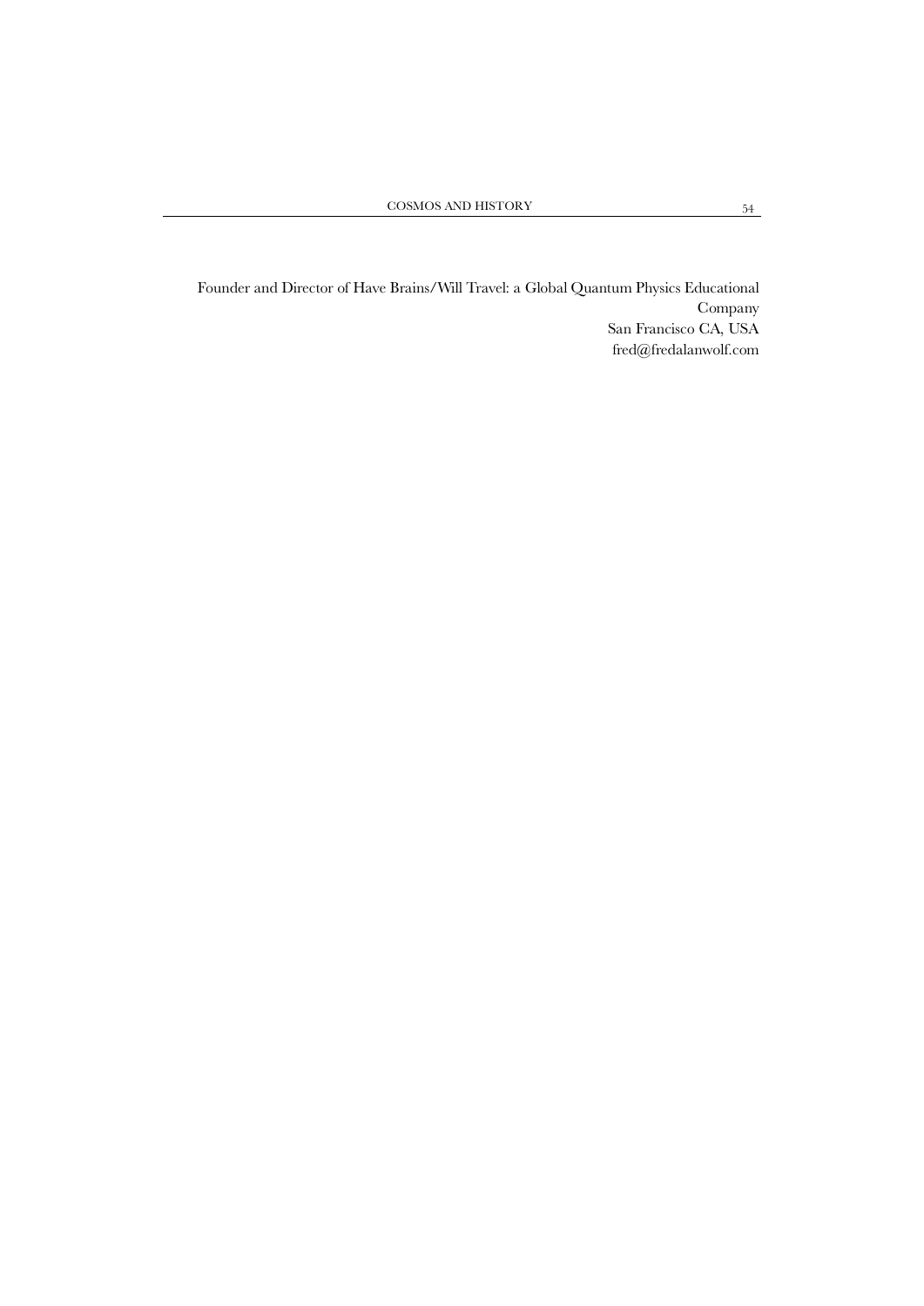Founder and Director of Have Brains/Will Travel: a Global Quantum Physics Educational Company
San Francisco CA, USA
fred@fredalanwolf.com